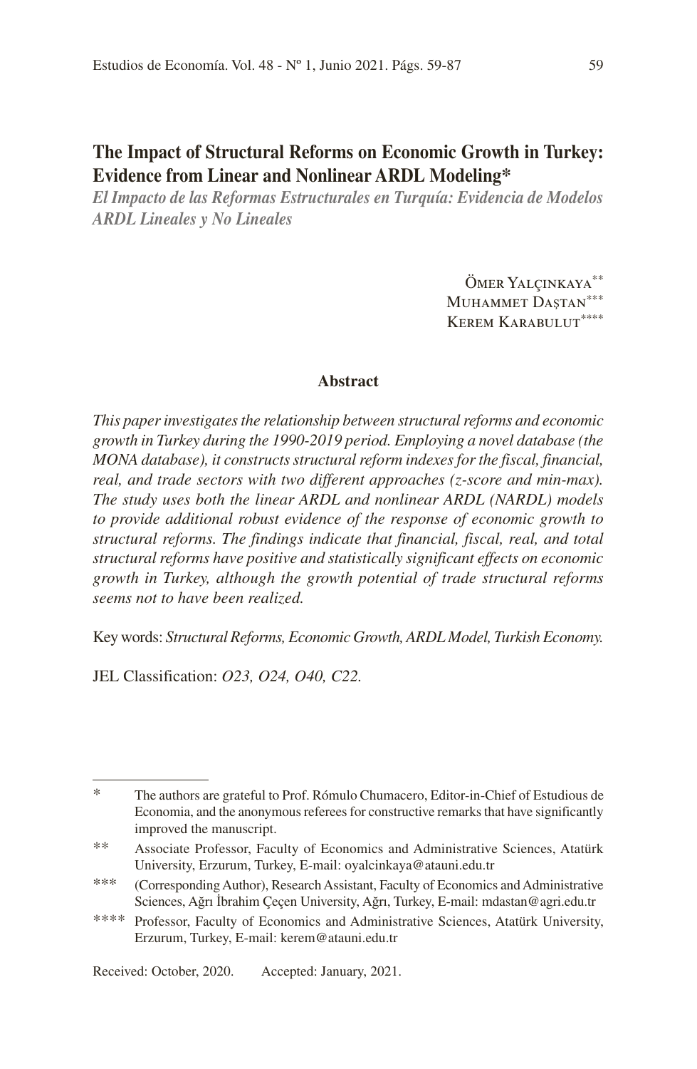# The Impact of Structural Reforms on Economic Growth in Turkey: Evidence from Linear and Nonlinear ARDL Modeling*

## *El Impacto de las Reformas Estructurales en Turquía: Evidencia de Modelos ARDL Lineales y No Lineales*

Ömer Yalçinkaya**
Muhammet Daştan***
Kerem Karabulut****

### Abstract

*This paper investigates the relationship between structural reforms and economic growth in Turkey during the 1990-2019 period. Employing a novel database (the MONA database), it constructs structural reform indexes for the fiscal, financial, real, and trade sectors with two different approaches (z-score and min-max). The study uses both the linear ARDL and nonlinear ARDL (NARDL) models to provide additional robust evidence of the response of economic growth to structural reforms. The findings indicate that financial, fiscal, real, and total structural reforms have positive and statistically significant effects on economic growth in Turkey, although the growth potential of trade structural reforms seems not to have been realized.*

Key words: *Structural Reforms, Economic Growth, ARDL Model, Turkish Economy.*

JEL Classification: *O23, O24, O40, C22.*

---

\* The authors are grateful to Prof. Rómulo Chumacero, Editor-in-Chief of Estudious de Economia, and the anonymous referees for constructive remarks that have significantly improved the manuscript.

\*\* Associate Professor, Faculty of Economics and Administrative Sciences, Atatürk University, Erzurum, Turkey, E-mail: oyalcinkaya@atauni.edu.tr

\*\*\* (Corresponding Author), Research Assistant, Faculty of Economics and Administrative Sciences, Ağrı İbrahim Çeçen University, Ağrı, Turkey, E-mail: mdastan@agri.edu.tr

\*\*\*\* Professor, Faculty of Economics and Administrative Sciences, Atatürk University, Erzurum, Turkey, E-mail: kerem@atauni.edu.tr

Received: October, 2020. Accepted: January, 2021.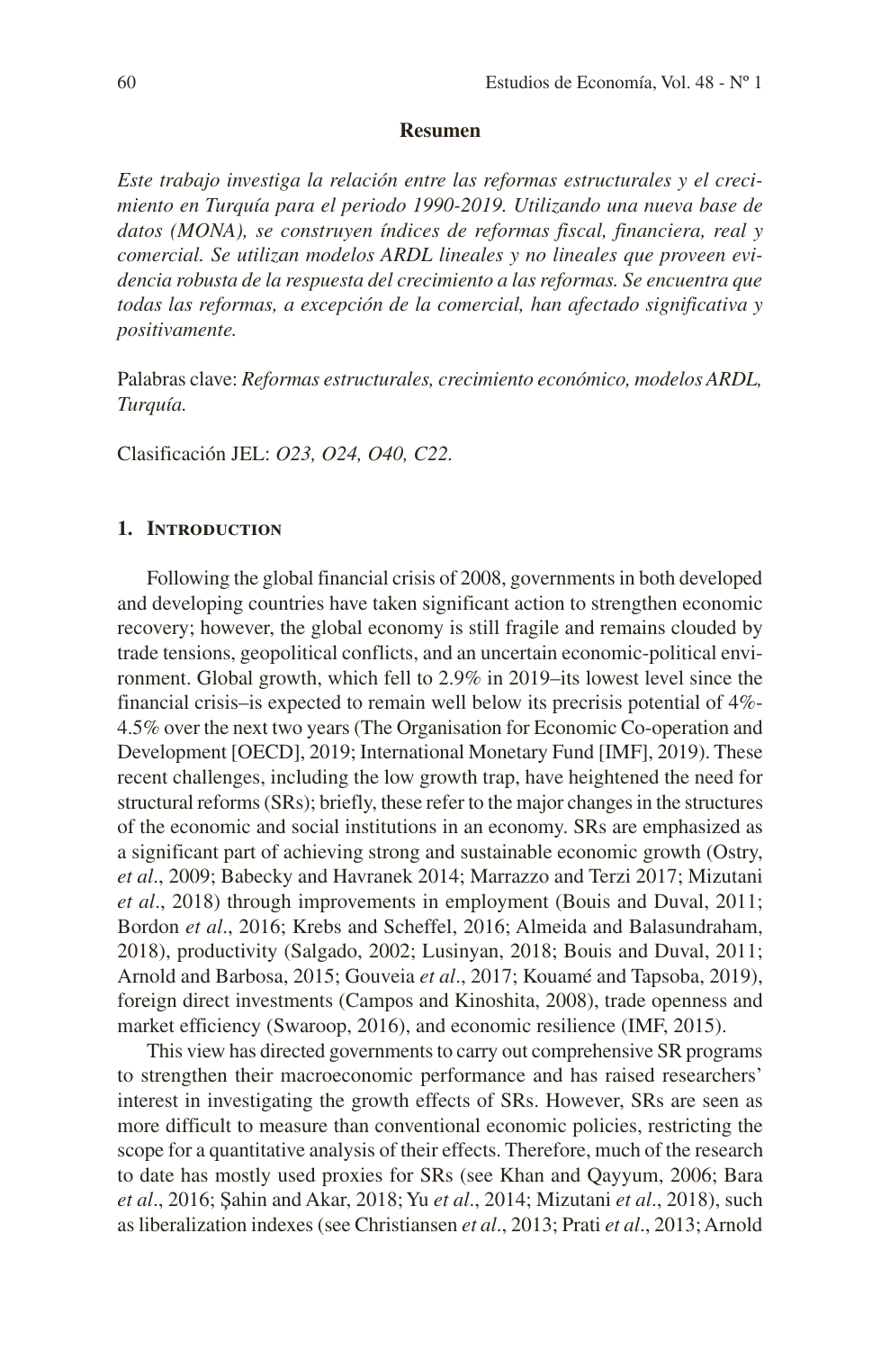**Resumen**

*Este trabajo investiga la relación entre las reformas estructurales y el crecimiento en Turquía para el periodo 1990-2019. Utilizando una nueva base de datos (MONA), se construyen índices de reformas fiscal, financiera, real y comercial. Se utilizan modelos ARDL lineales y no lineales que proveen evidencia robusta de la respuesta del crecimiento a las reformas. Se encuentra que todas las reformas, a excepción de la comercial, han afectado significativa y positivamente.*

Palabras clave: *Reformas estructurales, crecimiento económico, modelos ARDL, Turquía.*

Clasificación JEL: *O23, O24, O40, C22.*

## 1. Introduction

Following the global financial crisis of 2008, governments in both developed and developing countries have taken significant action to strengthen economic recovery; however, the global economy is still fragile and remains clouded by trade tensions, geopolitical conflicts, and an uncertain economic-political environment. Global growth, which fell to 2.9% in 2019–its lowest level since the financial crisis–is expected to remain well below its precrisis potential of 4%-4.5% over the next two years (The Organisation for Economic Co-operation and Development [OECD], 2019; International Monetary Fund [IMF], 2019). These recent challenges, including the low growth trap, have heightened the need for structural reforms (SRs); briefly, these refer to the major changes in the structures of the economic and social institutions in an economy. SRs are emphasized as a significant part of achieving strong and sustainable economic growth (Ostry, *et al*., 2009; Babecky and Havranek 2014; Marrazzo and Terzi 2017; Mizutani *et al*., 2018) through improvements in employment (Bouis and Duval, 2011; Bordon *et al*., 2016; Krebs and Scheffel, 2016; Almeida and Balasundraham, 2018), productivity (Salgado, 2002; Lusinyan, 2018; Bouis and Duval, 2011; Arnold and Barbosa, 2015; Gouveia *et al*., 2017; Kouamé and Tapsoba, 2019), foreign direct investments (Campos and Kinoshita, 2008), trade openness and market efficiency (Swaroop, 2016), and economic resilience (IMF, 2015).

This view has directed governments to carry out comprehensive SR programs to strengthen their macroeconomic performance and has raised researchers' interest in investigating the growth effects of SRs. However, SRs are seen as more difficult to measure than conventional economic policies, restricting the scope for a quantitative analysis of their effects. Therefore, much of the research to date has mostly used proxies for SRs (see Khan and Qayyum, 2006; Bara *et al*., 2016; Şahin and Akar, 2018; Yu *et al*., 2014; Mizutani *et al*., 2018), such as liberalization indexes (see Christiansen *et al*., 2013; Prati *et al*., 2013; Arnold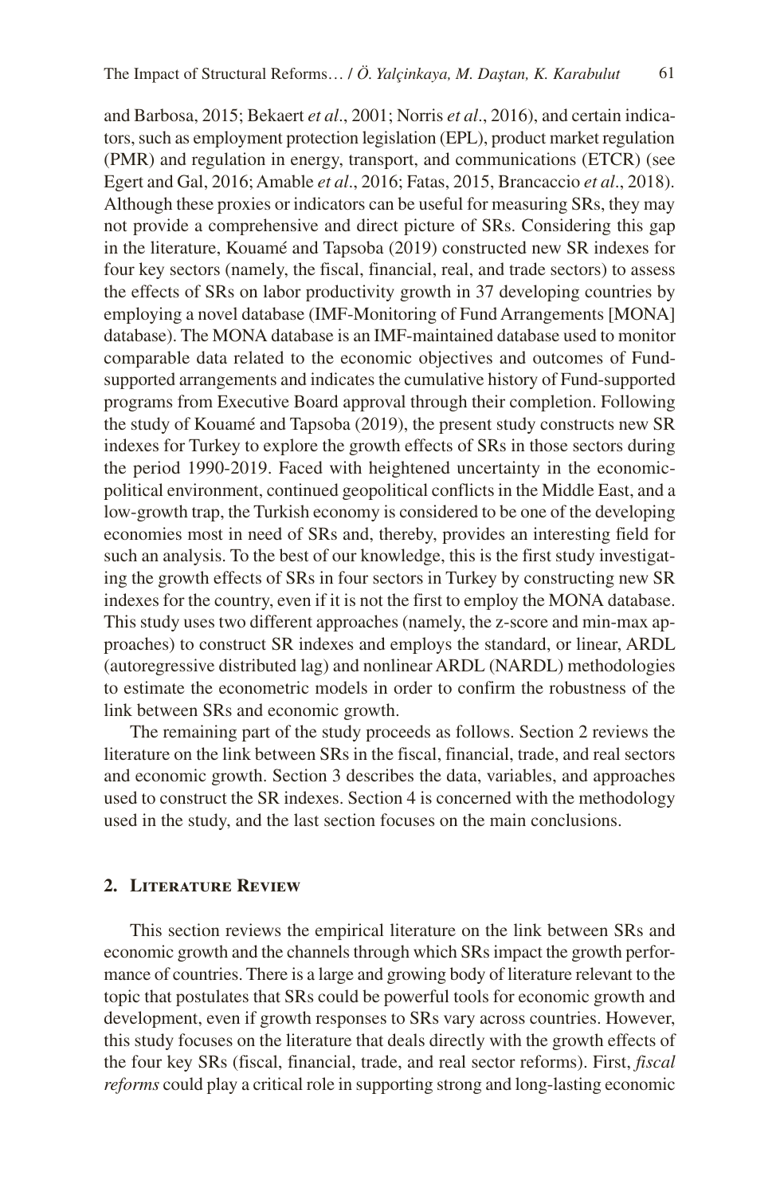and Barbosa, 2015; Bekaert *et al*., 2001; Norris *et al*., 2016), and certain indicators, such as employment protection legislation (EPL), product market regulation (PMR) and regulation in energy, transport, and communications (ETCR) (see Egert and Gal, 2016; Amable *et al*., 2016; Fatas, 2015, Brancaccio *et al*., 2018). Although these proxies or indicators can be useful for measuring SRs, they may not provide a comprehensive and direct picture of SRs. Considering this gap in the literature, Kouamé and Tapsoba (2019) constructed new SR indexes for four key sectors (namely, the fiscal, financial, real, and trade sectors) to assess the effects of SRs on labor productivity growth in 37 developing countries by employing a novel database (IMF-Monitoring of Fund Arrangements [MONA] database). The MONA database is an IMF-maintained database used to monitor comparable data related to the economic objectives and outcomes of Fund-supported arrangements and indicates the cumulative history of Fund-supported programs from Executive Board approval through their completion. Following the study of Kouamé and Tapsoba (2019), the present study constructs new SR indexes for Turkey to explore the growth effects of SRs in those sectors during the period 1990-2019. Faced with heightened uncertainty in the economic-political environment, continued geopolitical conflicts in the Middle East, and a low-growth trap, the Turkish economy is considered to be one of the developing economies most in need of SRs and, thereby, provides an interesting field for such an analysis. To the best of our knowledge, this is the first study investigating the growth effects of SRs in four sectors in Turkey by constructing new SR indexes for the country, even if it is not the first to employ the MONA database. This study uses two different approaches (namely, the z-score and min-max approaches) to construct SR indexes and employs the standard, or linear, ARDL (autoregressive distributed lag) and nonlinear ARDL (NARDL) methodologies to estimate the econometric models in order to confirm the robustness of the link between SRs and economic growth.

The remaining part of the study proceeds as follows. Section 2 reviews the literature on the link between SRs in the fiscal, financial, trade, and real sectors and economic growth. Section 3 describes the data, variables, and approaches used to construct the SR indexes. Section 4 is concerned with the methodology used in the study, and the last section focuses on the main conclusions.

## 2. Literature Review

This section reviews the empirical literature on the link between SRs and economic growth and the channels through which SRs impact the growth performance of countries. There is a large and growing body of literature relevant to the topic that postulates that SRs could be powerful tools for economic growth and development, even if growth responses to SRs vary across countries. However, this study focuses on the literature that deals directly with the growth effects of the four key SRs (fiscal, financial, trade, and real sector reforms). First, *fiscal reforms* could play a critical role in supporting strong and long-lasting economic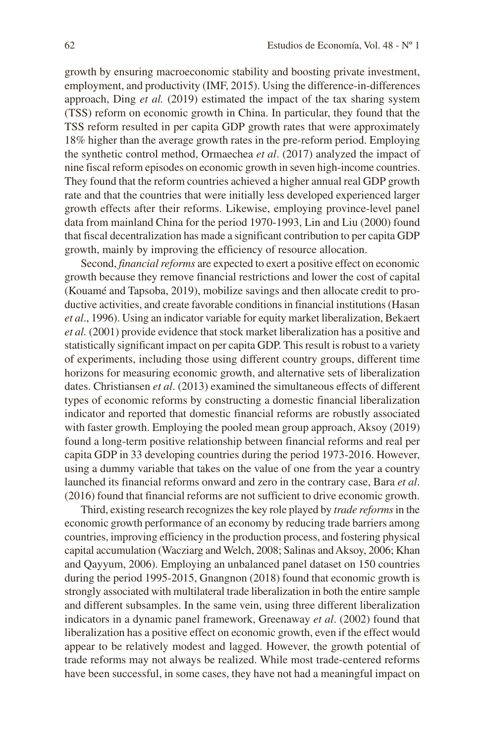growth by ensuring macroeconomic stability and boosting private investment, employment, and productivity (IMF, 2015). Using the difference-in-differences approach, Ding *et al.* (2019) estimated the impact of the tax sharing system (TSS) reform on economic growth in China. In particular, they found that the TSS reform resulted in per capita GDP growth rates that were approximately 18% higher than the average growth rates in the pre-reform period. Employing the synthetic control method, Ormaechea *et al*. (2017) analyzed the impact of nine fiscal reform episodes on economic growth in seven high-income countries. They found that the reform countries achieved a higher annual real GDP growth rate and that the countries that were initially less developed experienced larger growth effects after their reforms. Likewise, employing province-level panel data from mainland China for the period 1970-1993, Lin and Liu (2000) found that fiscal decentralization has made a significant contribution to per capita GDP growth, mainly by improving the efficiency of resource allocation.

Second, *financial reforms* are expected to exert a positive effect on economic growth because they remove financial restrictions and lower the cost of capital (Kouamé and Tapsoba, 2019), mobilize savings and then allocate credit to productive activities, and create favorable conditions in financial institutions (Hasan *et al*., 1996). Using an indicator variable for equity market liberalization, Bekaert *et al.* (2001) provide evidence that stock market liberalization has a positive and statistically significant impact on per capita GDP. This result is robust to a variety of experiments, including those using different country groups, different time horizons for measuring economic growth, and alternative sets of liberalization dates. Christiansen *et al*. (2013) examined the simultaneous effects of different types of economic reforms by constructing a domestic financial liberalization indicator and reported that domestic financial reforms are robustly associated with faster growth. Employing the pooled mean group approach, Aksoy (2019) found a long-term positive relationship between financial reforms and real per capita GDP in 33 developing countries during the period 1973-2016. However, using a dummy variable that takes on the value of one from the year a country launched its financial reforms onward and zero in the contrary case, Bara *et al*. (2016) found that financial reforms are not sufficient to drive economic growth.

Third, existing research recognizes the key role played by *trade reforms* in the economic growth performance of an economy by reducing trade barriers among countries, improving efficiency in the production process, and fostering physical capital accumulation (Wacziarg and Welch, 2008; Salinas and Aksoy, 2006; Khan and Qayyum, 2006). Employing an unbalanced panel dataset on 150 countries during the period 1995-2015, Gnangnon (2018) found that economic growth is strongly associated with multilateral trade liberalization in both the entire sample and different subsamples. In the same vein, using three different liberalization indicators in a dynamic panel framework, Greenaway *et al*. (2002) found that liberalization has a positive effect on economic growth, even if the effect would appear to be relatively modest and lagged. However, the growth potential of trade reforms may not always be realized. While most trade-centered reforms have been successful, in some cases, they have not had a meaningful impact on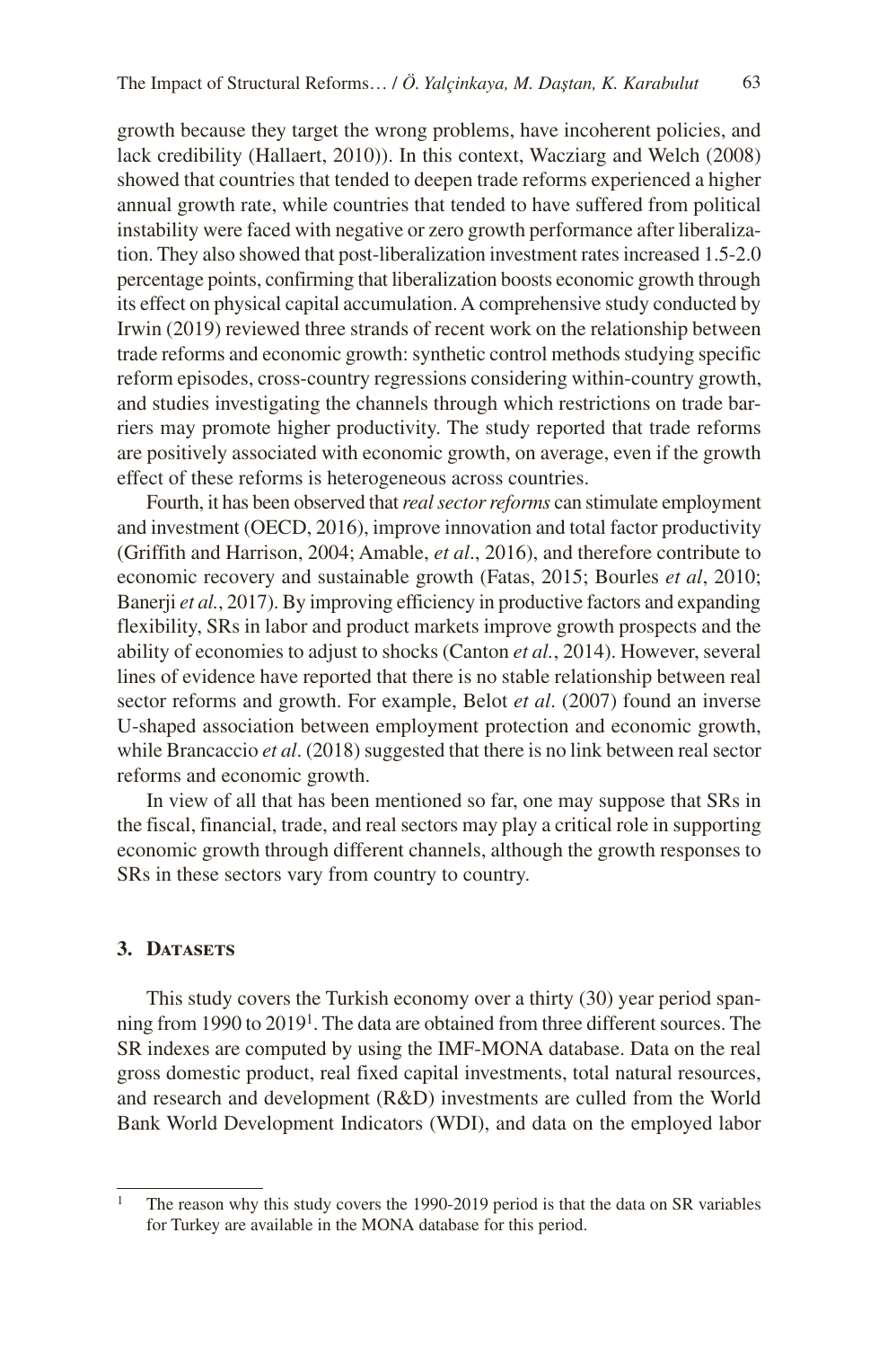growth because they target the wrong problems, have incoherent policies, and lack credibility (Hallaert, 2010)). In this context, Wacziarg and Welch (2008) showed that countries that tended to deepen trade reforms experienced a higher annual growth rate, while countries that tended to have suffered from political instability were faced with negative or zero growth performance after liberalization. They also showed that post-liberalization investment rates increased 1.5-2.0 percentage points, confirming that liberalization boosts economic growth through its effect on physical capital accumulation. A comprehensive study conducted by Irwin (2019) reviewed three strands of recent work on the relationship between trade reforms and economic growth: synthetic control methods studying specific reform episodes, cross-country regressions considering within-country growth, and studies investigating the channels through which restrictions on trade barriers may promote higher productivity. The study reported that trade reforms are positively associated with economic growth, on average, even if the growth effect of these reforms is heterogeneous across countries.

Fourth, it has been observed that *real sector reforms* can stimulate employment and investment (OECD, 2016), improve innovation and total factor productivity (Griffith and Harrison, 2004; Amable, *et al*., 2016), and therefore contribute to economic recovery and sustainable growth (Fatas, 2015; Bourles *et al*, 2010; Banerji *et al.*, 2017). By improving efficiency in productive factors and expanding flexibility, SRs in labor and product markets improve growth prospects and the ability of economies to adjust to shocks (Canton *et al.*, 2014). However, several lines of evidence have reported that there is no stable relationship between real sector reforms and growth. For example, Belot *et al*. (2007) found an inverse U-shaped association between employment protection and economic growth, while Brancaccio *et al*. (2018) suggested that there is no link between real sector reforms and economic growth.

In view of all that has been mentioned so far, one may suppose that SRs in the fiscal, financial, trade, and real sectors may play a critical role in supporting economic growth through different channels, although the growth responses to SRs in these sectors vary from country to country.

## 3. Datasets

This study covers the Turkish economy over a thirty (30) year period spanning from 1990 to 2019[1]. The data are obtained from three different sources. The SR indexes are computed by using the IMF-MONA database. Data on the real gross domestic product, real fixed capital investments, total natural resources, and research and development (R&D) investments are culled from the World Bank World Development Indicators (WDI), and data on the employed labor

---

[1] The reason why this study covers the 1990-2019 period is that the data on SR variables for Turkey are available in the MONA database for this period.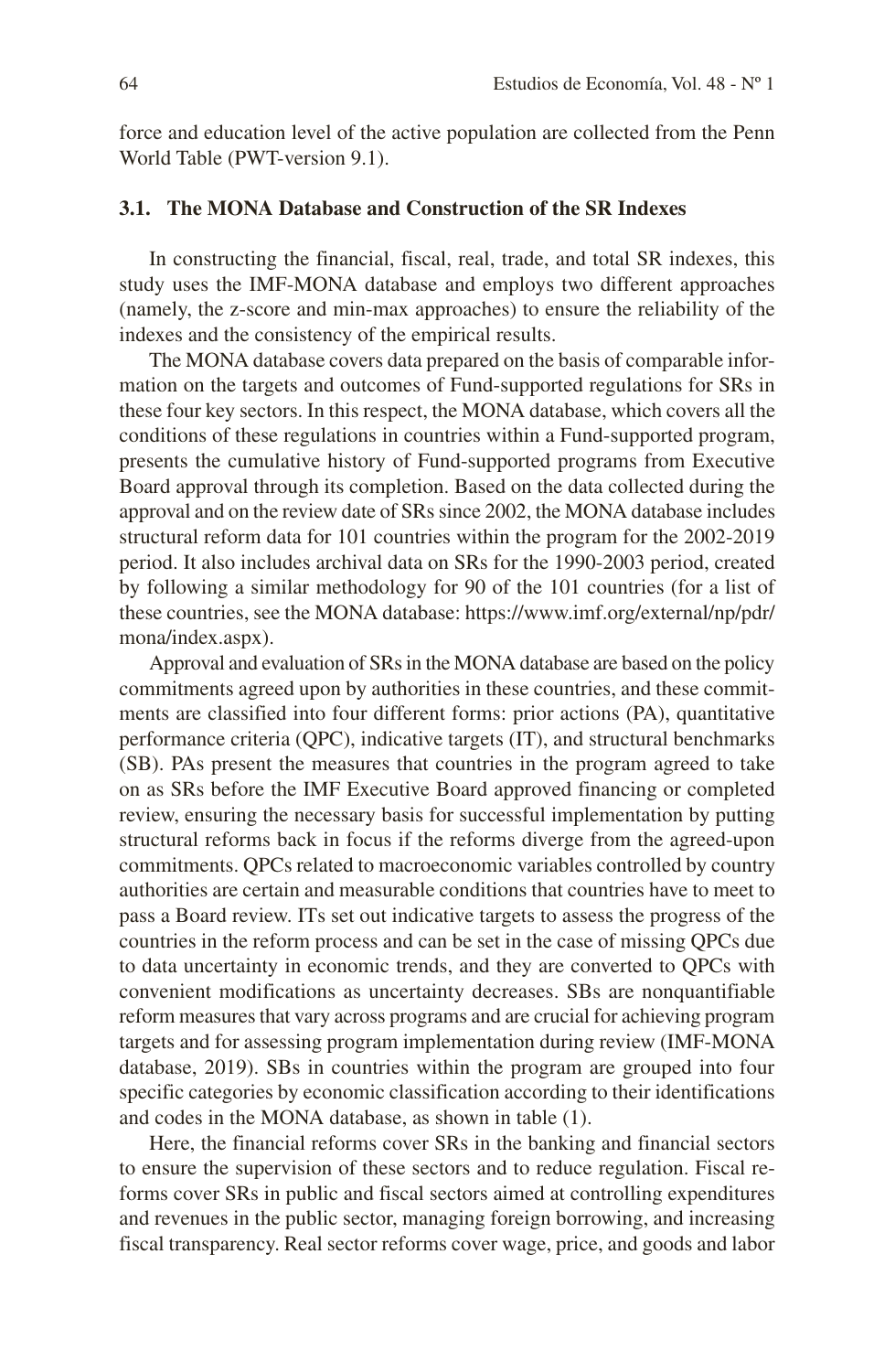force and education level of the active population are collected from the Penn World Table (PWT-version 9.1).

### 3.1. The MONA Database and Construction of the SR Indexes

In constructing the financial, fiscal, real, trade, and total SR indexes, this study uses the IMF-MONA database and employs two different approaches (namely, the z-score and min-max approaches) to ensure the reliability of the indexes and the consistency of the empirical results.

The MONA database covers data prepared on the basis of comparable information on the targets and outcomes of Fund-supported regulations for SRs in these four key sectors. In this respect, the MONA database, which covers all the conditions of these regulations in countries within a Fund-supported program, presents the cumulative history of Fund-supported programs from Executive Board approval through its completion. Based on the data collected during the approval and on the review date of SRs since 2002, the MONA database includes structural reform data for 101 countries within the program for the 2002-2019 period. It also includes archival data on SRs for the 1990-2003 period, created by following a similar methodology for 90 of the 101 countries (for a list of these countries, see the MONA database: https://www.imf.org/external/np/pdr/mona/index.aspx).

Approval and evaluation of SRs in the MONA database are based on the policy commitments agreed upon by authorities in these countries, and these commitments are classified into four different forms: prior actions (PA), quantitative performance criteria (QPC), indicative targets (IT), and structural benchmarks (SB). PAs present the measures that countries in the program agreed to take on as SRs before the IMF Executive Board approved financing or completed review, ensuring the necessary basis for successful implementation by putting structural reforms back in focus if the reforms diverge from the agreed-upon commitments. QPCs related to macroeconomic variables controlled by country authorities are certain and measurable conditions that countries have to meet to pass a Board review. ITs set out indicative targets to assess the progress of the countries in the reform process and can be set in the case of missing QPCs due to data uncertainty in economic trends, and they are converted to QPCs with convenient modifications as uncertainty decreases. SBs are nonquantifiable reform measures that vary across programs and are crucial for achieving program targets and for assessing program implementation during review (IMF-MONA database, 2019). SBs in countries within the program are grouped into four specific categories by economic classification according to their identifications and codes in the MONA database, as shown in table (1).

Here, the financial reforms cover SRs in the banking and financial sectors to ensure the supervision of these sectors and to reduce regulation. Fiscal reforms cover SRs in public and fiscal sectors aimed at controlling expenditures and revenues in the public sector, managing foreign borrowing, and increasing fiscal transparency. Real sector reforms cover wage, price, and goods and labor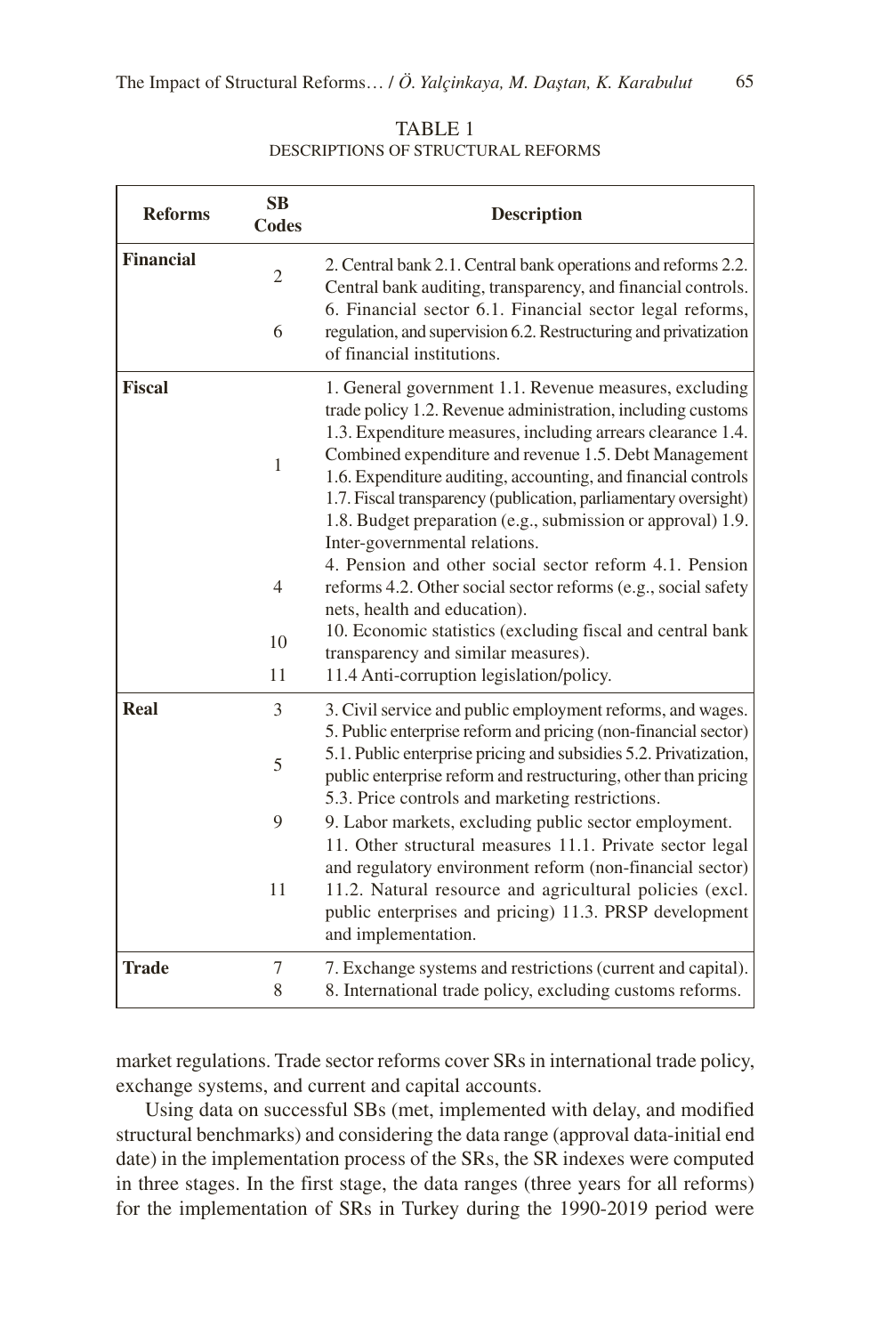TABLE 1
DESCRIPTIONS OF STRUCTURAL REFORMS

| Reforms | SB Codes | Description |
|---|---|---|
| **Financial** | 2 | 2. Central bank 2.1. Central bank operations and reforms 2.2. Central bank auditing, transparency, and financial controls. |
| | 6 | 6. Financial sector 6.1. Financial sector legal reforms, regulation, and supervision 6.2. Restructuring and privatization of financial institutions. |
| **Fiscal** | 1 | 1. General government 1.1. Revenue measures, excluding trade policy 1.2. Revenue administration, including customs 1.3. Expenditure measures, including arrears clearance 1.4. Combined expenditure and revenue 1.5. Debt Management 1.6. Expenditure auditing, accounting, and financial controls 1.7. Fiscal transparency (publication, parliamentary oversight) 1.8. Budget preparation (e.g., submission or approval) 1.9. Inter-governmental relations. |
| | 4 | 4. Pension and other social sector reform 4.1. Pension reforms 4.2. Other social sector reforms (e.g., social safety nets, health and education). |
| | 10 | 10. Economic statistics (excluding fiscal and central bank transparency and similar measures). |
| | 11 | 11.4 Anti-corruption legislation/policy. |
| **Real** | 3 | 3. Civil service and public employment reforms, and wages. |
| | 5 | 5. Public enterprise reform and pricing (non-financial sector) 5.1. Public enterprise pricing and subsidies 5.2. Privatization, public enterprise reform and restructuring, other than pricing 5.3. Price controls and marketing restrictions. |
| | 9 | 9. Labor markets, excluding public sector employment. |
| | 11 | 11. Other structural measures 11.1. Private sector legal and regulatory environment reform (non-financial sector) 11.2. Natural resource and agricultural policies (excl. public enterprises and pricing) 11.3. PRSP development and implementation. |
| **Trade** | 7 | 7. Exchange systems and restrictions (current and capital). |
| | 8 | 8. International trade policy, excluding customs reforms. |

market regulations. Trade sector reforms cover SRs in international trade policy, exchange systems, and current and capital accounts.

Using data on successful SBs (met, implemented with delay, and modified structural benchmarks) and considering the data range (approval data-initial end date) in the implementation process of the SRs, the SR indexes were computed in three stages. In the first stage, the data ranges (three years for all reforms) for the implementation of SRs in Turkey during the 1990-2019 period were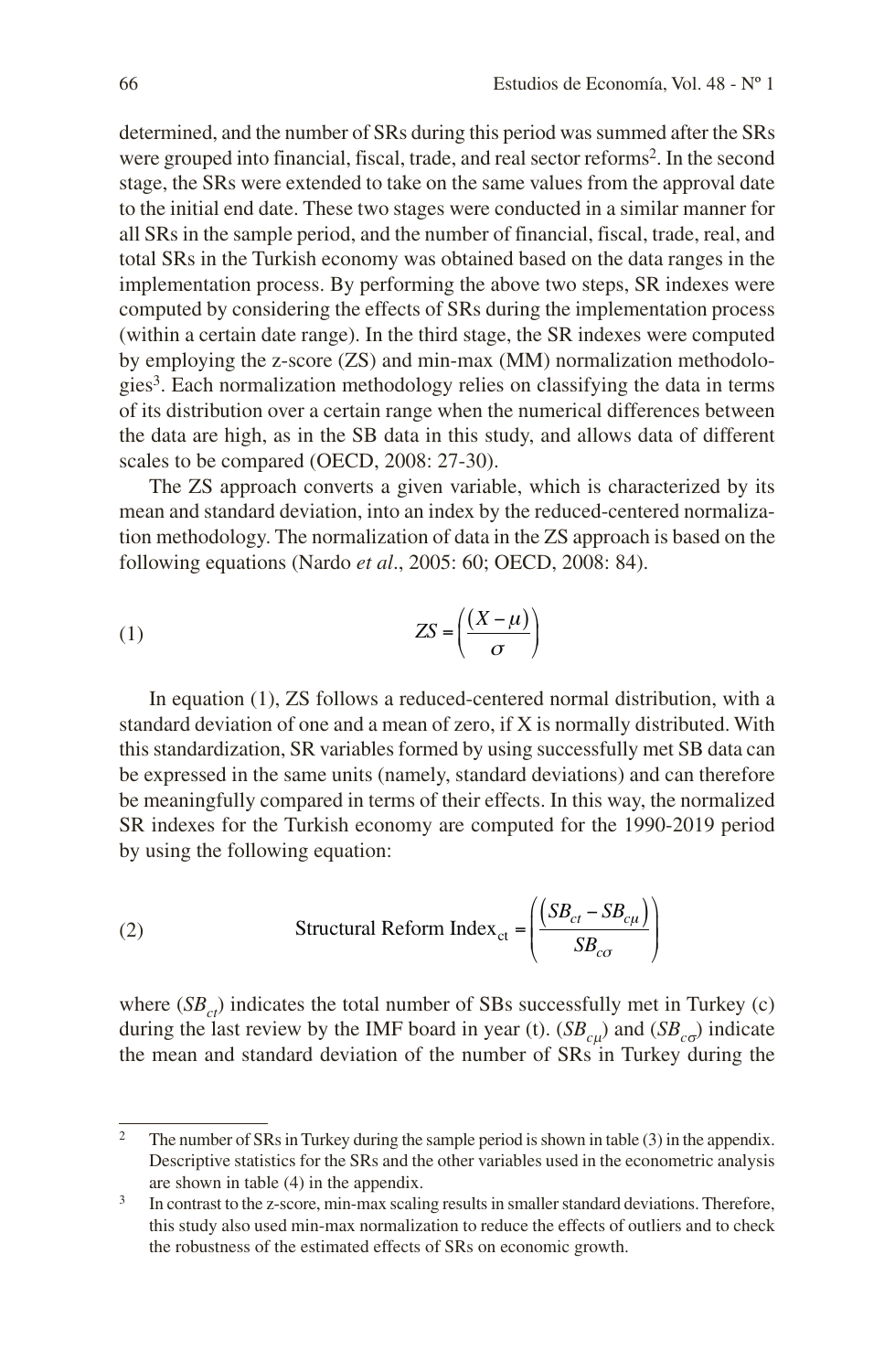determined, and the number of SRs during this period was summed after the SRs were grouped into financial, fiscal, trade, and real sector reforms[2]. In the second stage, the SRs were extended to take on the same values from the approval date to the initial end date. These two stages were conducted in a similar manner for all SRs in the sample period, and the number of financial, fiscal, trade, real, and total SRs in the Turkish economy was obtained based on the data ranges in the implementation process. By performing the above two steps, SR indexes were computed by considering the effects of SRs during the implementation process (within a certain date range). In the third stage, the SR indexes were computed by employing the z-score (ZS) and min-max (MM) normalization methodologies[3]. Each normalization methodology relies on classifying the data in terms of its distribution over a certain range when the numerical differences between the data are high, as in the SB data in this study, and allows data of different scales to be compared (OECD, 2008: 27-30).

The ZS approach converts a given variable, which is characterized by its mean and standard deviation, into an index by the reduced-centered normalization methodology. The normalization of data in the ZS approach is based on the following equations (Nardo *et al*., 2005: 60; OECD, 2008: 84).

$$ZS = \left( \frac{(X - \mu)}{\sigma} \right) \tag{1}$$

In equation (1), ZS follows a reduced-centered normal distribution, with a standard deviation of one and a mean of zero, if X is normally distributed. With this standardization, SR variables formed by using successfully met SB data can be expressed in the same units (namely, standard deviations) and can therefore be meaningfully compared in terms of their effects. In this way, the normalized SR indexes for the Turkish economy are computed for the 1990-2019 period by using the following equation:

$$\text{Structural Reform Index}_{ct} = \left( \frac{\left(SB_{ct} - SB_{c\mu}\right)}{SB_{c\sigma}} \right) \tag{2}$$

where ($SB_{ct}$) indicates the total number of SBs successfully met in Turkey (c) during the last review by the IMF board in year (t). ($SB_{c\mu}$) and ($SB_{c\sigma}$) indicate the mean and standard deviation of the number of SRs in Turkey during the

---

[2] The number of SRs in Turkey during the sample period is shown in table (3) in the appendix. Descriptive statistics for the SRs and the other variables used in the econometric analysis are shown in table (4) in the appendix.

[3] In contrast to the z-score, min-max scaling results in smaller standard deviations. Therefore, this study also used min-max normalization to reduce the effects of outliers and to check the robustness of the estimated effects of SRs on economic growth.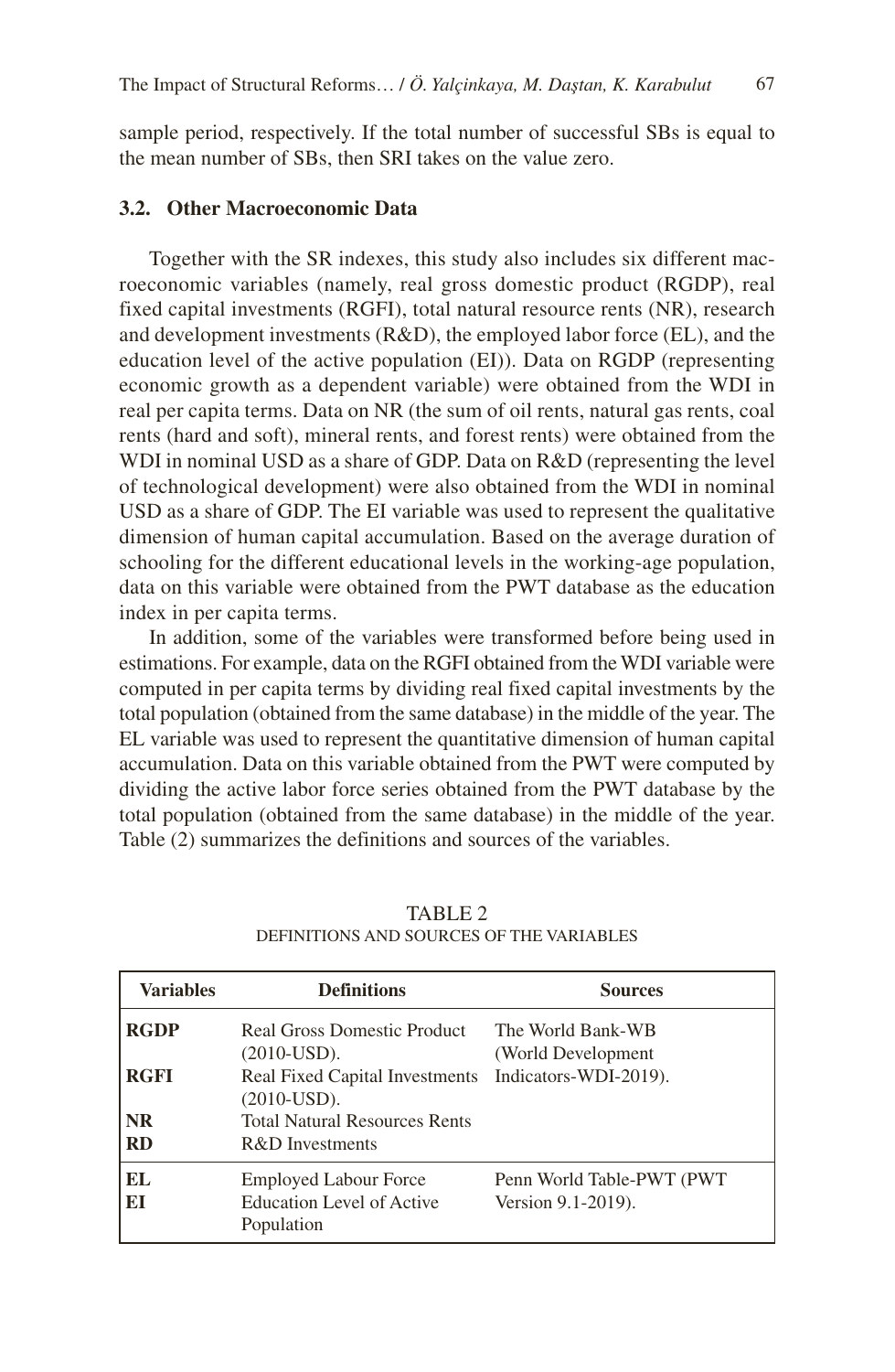sample period, respectively. If the total number of successful SBs is equal to the mean number of SBs, then SRI takes on the value zero.

### 3.2. Other Macroeconomic Data

Together with the SR indexes, this study also includes six different macroeconomic variables (namely, real gross domestic product (RGDP), real fixed capital investments (RGFI), total natural resource rents (NR), research and development investments (R&D), the employed labor force (EL), and the education level of the active population (EI)). Data on RGDP (representing economic growth as a dependent variable) were obtained from the WDI in real per capita terms. Data on NR (the sum of oil rents, natural gas rents, coal rents (hard and soft), mineral rents, and forest rents) were obtained from the WDI in nominal USD as a share of GDP. Data on R&D (representing the level of technological development) were also obtained from the WDI in nominal USD as a share of GDP. The EI variable was used to represent the qualitative dimension of human capital accumulation. Based on the average duration of schooling for the different educational levels in the working-age population, data on this variable were obtained from the PWT database as the education index in per capita terms.

In addition, some of the variables were transformed before being used in estimations. For example, data on the RGFI obtained from the WDI variable were computed in per capita terms by dividing real fixed capital investments by the total population (obtained from the same database) in the middle of the year. The EL variable was used to represent the quantitative dimension of human capital accumulation. Data on this variable obtained from the PWT were computed by dividing the active labor force series obtained from the PWT database by the total population (obtained from the same database) in the middle of the year. Table (2) summarizes the definitions and sources of the variables.

TABLE 2
DEFINITIONS AND SOURCES OF THE VARIABLES

| Variables | Definitions | Sources |
|---|---|---|
| **RGDP** | Real Gross Domestic Product (2010-USD). | The World Bank-WB (World Development Indicators-WDI-2019). |
| **RGFI** | Real Fixed Capital Investments (2010-USD). | |
| **NR** | Total Natural Resources Rents | |
| **RD** | R&D Investments | |
| **EL** | Employed Labour Force | Penn World Table-PWT (PWT Version 9.1-2019). |
| **EI** | Education Level of Active Population | |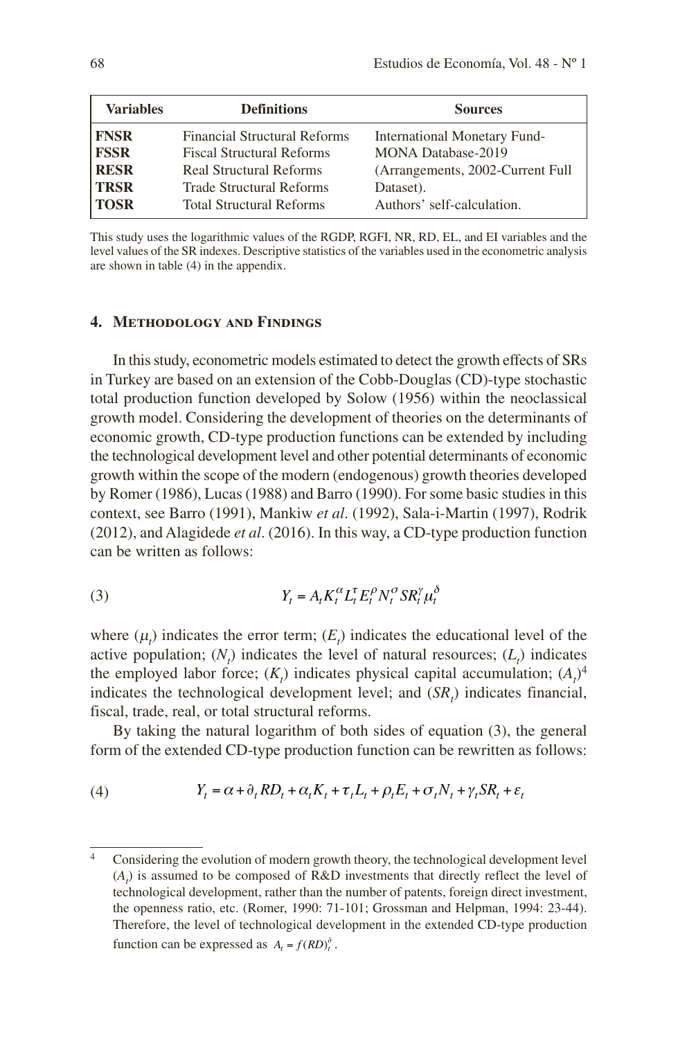| Variables | Definitions | Sources |
|---|---|---|
| **FNSR** | Financial Structural Reforms | International Monetary Fund- |
| **FSSR** | Fiscal Structural Reforms | MONA Database-2019 |
| **RESR** | Real Structural Reforms | (Arrangements, 2002-Current Full |
| **TRSR** | Trade Structural Reforms | Dataset). |
| **TOSR** | Total Structural Reforms | Authors' self-calculation. |

This study uses the logarithmic values of the RGDP, RGFI, NR, RD, EL, and EI variables and the level values of the SR indexes. Descriptive statistics of the variables used in the econometric analysis are shown in table (4) in the appendix.

## 4. Methodology and Findings

In this study, econometric models estimated to detect the growth effects of SRs in Turkey are based on an extension of the Cobb-Douglas (CD)-type stochastic total production function developed by Solow (1956) within the neoclassical growth model. Considering the development of theories on the determinants of economic growth, CD-type production functions can be extended by including the technological development level and other potential determinants of economic growth within the scope of the modern (endogenous) growth theories developed by Romer (1986), Lucas (1988) and Barro (1990). For some basic studies in this context, see Barro (1991), Mankiw *et al*. (1992), Sala-i-Martin (1997), Rodrik (2012), and Alagidede *et al*. (2016). In this way, a CD-type production function can be written as follows:

$$Y_t = A_t K_t^{\alpha} L_t^{\tau} E_t^{\rho} N_t^{\sigma} SR_t^{\gamma} \mu_t^{\delta} \tag{3}$$

where ($\mu_t$) indicates the error term; ($E_t$) indicates the educational level of the active population; ($N_t$) indicates the level of natural resources; ($L_t$) indicates the employed labor force; ($K_t$) indicates physical capital accumulation; ($A_t$)[4] indicates the technological development level; and ($SR_t$) indicates financial, fiscal, trade, real, or total structural reforms.

By taking the natural logarithm of both sides of equation (3), the general form of the extended CD-type production function can be rewritten as follows:

$$Y_t = \alpha + \partial_t RD_t + \alpha_t K_t + \tau_t L_t + \rho_t E_t + \sigma_t N_t + \gamma_t SR_t + \varepsilon_t \tag{4}$$

---

[4] Considering the evolution of modern growth theory, the technological development level ($A_t$) is assumed to be composed of R&D investments that directly reflect the level of technological development, rather than the number of patents, foreign direct investment, the openness ratio, etc. (Romer, 1990: 71-101; Grossman and Helpman, 1994: 23-44). Therefore, the level of technological development in the extended CD-type production function can be expressed as $A_t = f(RD)_t^{\partial}$.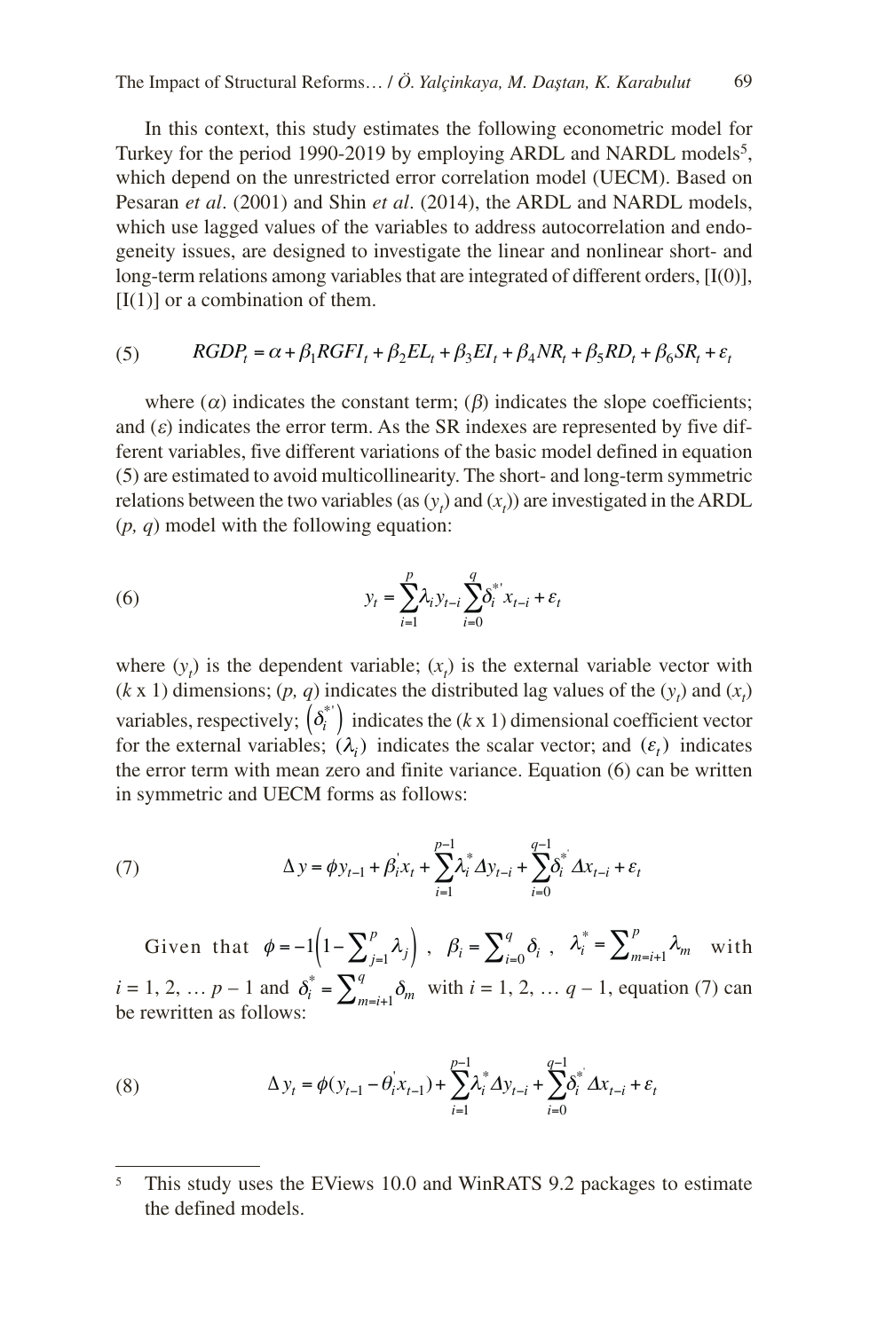In this context, this study estimates the following econometric model for Turkey for the period 1990-2019 by employing ARDL and NARDL models[5], which depend on the unrestricted error correlation model (UECM). Based on Pesaran *et al*. (2001) and Shin *et al*. (2014), the ARDL and NARDL models, which use lagged values of the variables to address autocorrelation and endogeneity issues, are designed to investigate the linear and nonlinear short- and long-term relations among variables that are integrated of different orders, [I(0)], [I(1)] or a combination of them.

$$RGDP_t = \alpha + \beta_1 RGFI_t + \beta_2 EL_t + \beta_3 EI_t + \beta_4 NR_t + \beta_5 RD_t + \beta_6 SR_t + \varepsilon_t \tag{5}$$

where ($\alpha$) indicates the constant term; ($\beta$) indicates the slope coefficients; and ($\varepsilon$) indicates the error term. As the SR indexes are represented by five different variables, five different variations of the basic model defined in equation (5) are estimated to avoid multicollinearity. The short- and long-term symmetric relations between the two variables (as ($y_t$) and ($x_t$)) are investigated in the ARDL ($p, q$) model with the following equation:

$$y_t = \sum_{i=1}^{p} \lambda_i y_{t-i} \sum_{i=0}^{q} \delta_i^{*'} x_{t-i} + \varepsilon_t \tag{6}$$

where ($y_t$) is the dependent variable; ($x_t$) is the external variable vector with ($k$ x 1) dimensions; ($p, q$) indicates the distributed lag values of the ($y_t$) and ($x_t$) variables, respectively; $\left(\delta_i^{*'}\right)$ indicates the ($k$ x 1) dimensional coefficient vector for the external variables; ($\lambda_i$) indicates the scalar vector; and ($\varepsilon_t$) indicates the error term with mean zero and finite variance. Equation (6) can be written in symmetric and UECM forms as follows:

$$\Delta y = \phi y_{t-1} + \beta_i^{'} x_t + \sum_{i=1}^{p-1} \lambda_i^{*} \Delta y_{t-i} + \sum_{i=0}^{q-1} \delta_i^{*'} \Delta x_{t-i} + \varepsilon_t \tag{7}$$

Given that $\phi = -1\left(1 - \sum_{j=1}^{p} \lambda_j\right)$, $\beta_i = \sum_{i=0}^{q} \delta_i$, $\lambda_i^{*} = \sum_{m=i+1}^{p} \lambda_m$ with $i = 1, 2, \ldots p-1$ and $\delta_i^{*} = \sum_{m=i+1}^{q} \delta_m$ with $i = 1, 2, \ldots q-1$, equation (7) can be rewritten as follows:

$$\Delta y_t = \phi(y_{t-1} - \theta_i^{'} x_{t-1}) + \sum_{i=1}^{p-1} \lambda_i^{*} \Delta y_{t-i} + \sum_{i=0}^{q-1} \delta_i^{*'} \Delta x_{t-i} + \varepsilon_t \tag{8}$$

---

[5] This study uses the EViews 10.0 and WinRATS 9.2 packages to estimate the defined models.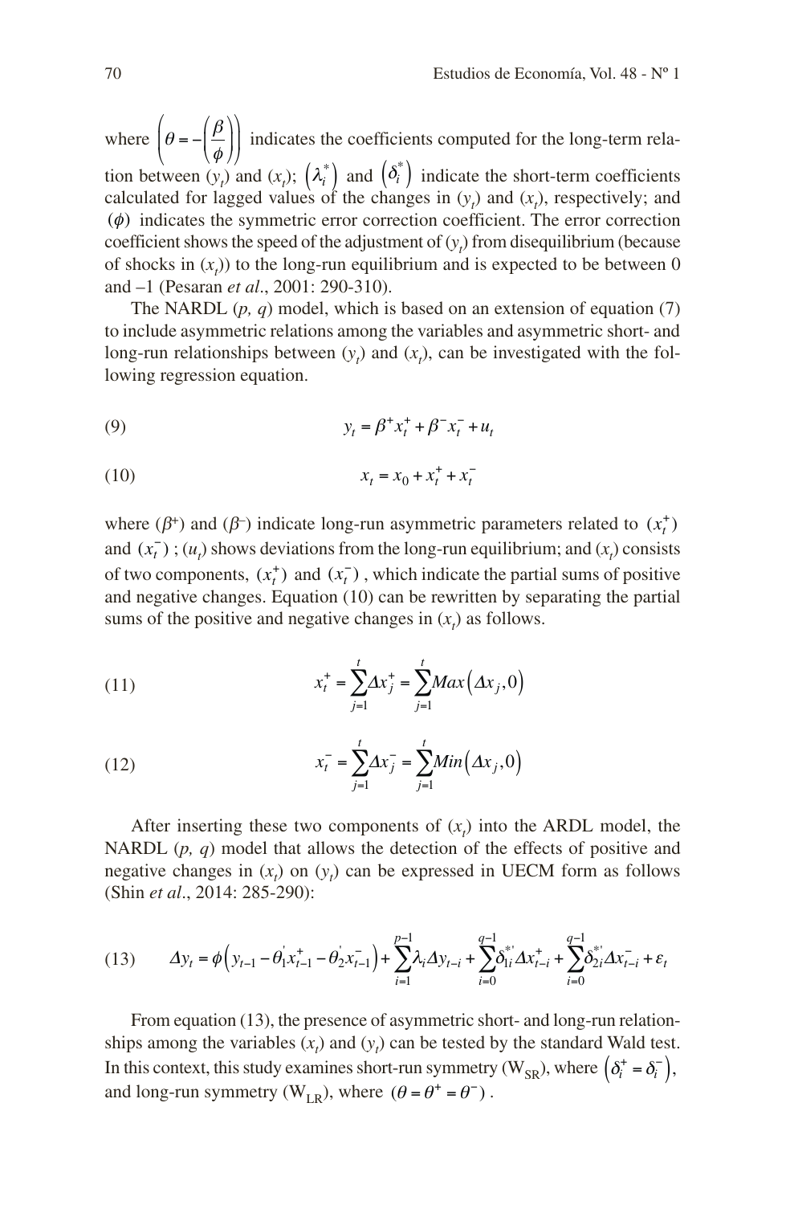where $\left(\theta = -\left(\dfrac{\beta}{\phi}\right)\right)$ indicates the coefficients computed for the long-term relation between ($y_t$) and ($x_t$); $\left(\lambda_i^*\right)$ and $\left(\delta_i^*\right)$ indicate the short-term coefficients calculated for lagged values of the changes in ($y_t$) and ($x_t$), respectively; and $(\phi)$ indicates the symmetric error correction coefficient. The error correction coefficient shows the speed of the adjustment of ($y_t$) from disequilibrium (because of shocks in ($x_t$)) to the long-run equilibrium and is expected to be between 0 and –1 (Pesaran *et al*., 2001: 290-310).

The NARDL (*p, q*) model, which is based on an extension of equation (7) to include asymmetric relations among the variables and asymmetric short- and long-run relationships between ($y_t$) and ($x_t$), can be investigated with the following regression equation.

(9) $$y_t = \beta^+ x_t^+ + \beta^- x_t^- + u_t$$

(10) $$x_t = x_0 + x_t^+ + x_t^-$$

where ($\beta^+$) and ($\beta^-$) indicate long-run asymmetric parameters related to $(x_t^+)$ and $(x_t^-)$ ; ($u_t$) shows deviations from the long-run equilibrium; and ($x_t$) consists of two components, $(x_t^+)$ and $(x_t^-)$ , which indicate the partial sums of positive and negative changes. Equation (10) can be rewritten by separating the partial sums of the positive and negative changes in ($x_t$) as follows.

(11) $$x_t^+ = \sum_{j=1}^{t} \Delta x_j^+ = \sum_{j=1}^{t} Max\left(\Delta x_j, 0\right)$$

(12) $$x_t^- = \sum_{j=1}^{t} \Delta x_j^- = \sum_{j=1}^{t} Min\left(\Delta x_j, 0\right)$$

After inserting these two components of ($x_t$) into the ARDL model, the NARDL (*p, q*) model that allows the detection of the effects of positive and negative changes in ($x_t$) on ($y_t$) can be expressed in UECM form as follows (Shin *et al*., 2014: 285-290):

(13) $$\Delta y_t = \phi\left(y_{t-1} - \theta_1^{'} x_{t-1}^+ - \theta_2^{'} x_{t-1}^-\right) + \sum_{i=1}^{p-1} \lambda_i \Delta y_{t-i} + \sum_{i=0}^{q-1} \delta_{1i}^{*'} \Delta x_{t-i}^+ + \sum_{i=0}^{q-1} \delta_{2i}^{*'} \Delta x_{t-i}^- + \varepsilon_t$$

From equation (13), the presence of asymmetric short- and long-run relationships among the variables ($x_t$) and ($y_t$) can be tested by the standard Wald test. In this context, this study examines short-run symmetry ($W_{SR}$), where $\left(\delta_i^+ = \delta_i^-\right)$, and long-run symmetry ($W_{LR}$), where $(\theta = \theta^+ = \theta^-)$ .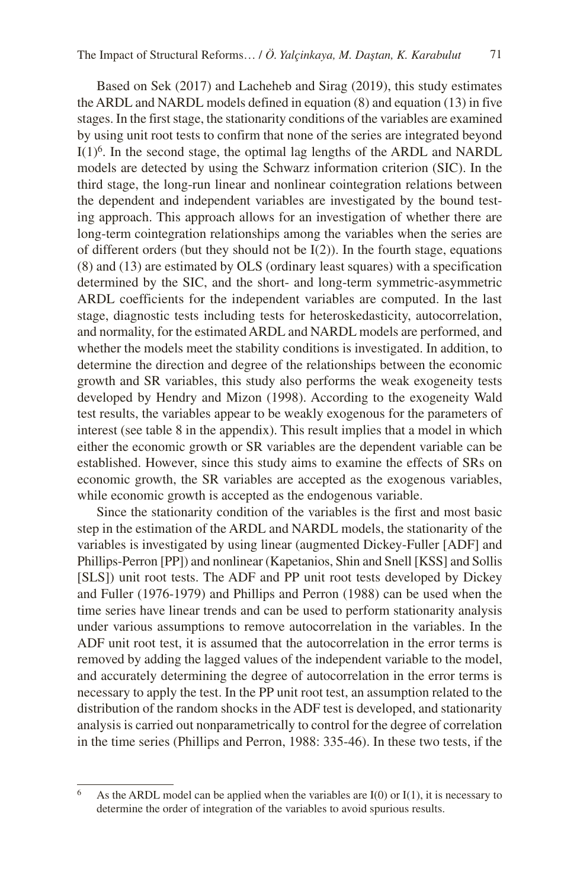Based on Sek (2017) and Lacheheb and Sirag (2019), this study estimates the ARDL and NARDL models defined in equation (8) and equation (13) in five stages. In the first stage, the stationarity conditions of the variables are examined by using unit root tests to confirm that none of the series are integrated beyond I(1)[6]. In the second stage, the optimal lag lengths of the ARDL and NARDL models are detected by using the Schwarz information criterion (SIC). In the third stage, the long-run linear and nonlinear cointegration relations between the dependent and independent variables are investigated by the bound testing approach. This approach allows for an investigation of whether there are long-term cointegration relationships among the variables when the series are of different orders (but they should not be I(2)). In the fourth stage, equations (8) and (13) are estimated by OLS (ordinary least squares) with a specification determined by the SIC, and the short- and long-term symmetric-asymmetric ARDL coefficients for the independent variables are computed. In the last stage, diagnostic tests including tests for heteroskedasticity, autocorrelation, and normality, for the estimated ARDL and NARDL models are performed, and whether the models meet the stability conditions is investigated. In addition, to determine the direction and degree of the relationships between the economic growth and SR variables, this study also performs the weak exogeneity tests developed by Hendry and Mizon (1998). According to the exogeneity Wald test results, the variables appear to be weakly exogenous for the parameters of interest (see table 8 in the appendix). This result implies that a model in which either the economic growth or SR variables are the dependent variable can be established. However, since this study aims to examine the effects of SRs on economic growth, the SR variables are accepted as the exogenous variables, while economic growth is accepted as the endogenous variable.

Since the stationarity condition of the variables is the first and most basic step in the estimation of the ARDL and NARDL models, the stationarity of the variables is investigated by using linear (augmented Dickey-Fuller [ADF] and Phillips-Perron [PP]) and nonlinear (Kapetanios, Shin and Snell [KSS] and Sollis [SLS]) unit root tests. The ADF and PP unit root tests developed by Dickey and Fuller (1976-1979) and Phillips and Perron (1988) can be used when the time series have linear trends and can be used to perform stationarity analysis under various assumptions to remove autocorrelation in the variables. In the ADF unit root test, it is assumed that the autocorrelation in the error terms is removed by adding the lagged values of the independent variable to the model, and accurately determining the degree of autocorrelation in the error terms is necessary to apply the test. In the PP unit root test, an assumption related to the distribution of the random shocks in the ADF test is developed, and stationarity analysis is carried out nonparametrically to control for the degree of correlation in the time series (Phillips and Perron, 1988: 335-46). In these two tests, if the

---

[6] As the ARDL model can be applied when the variables are I(0) or I(1), it is necessary to determine the order of integration of the variables to avoid spurious results.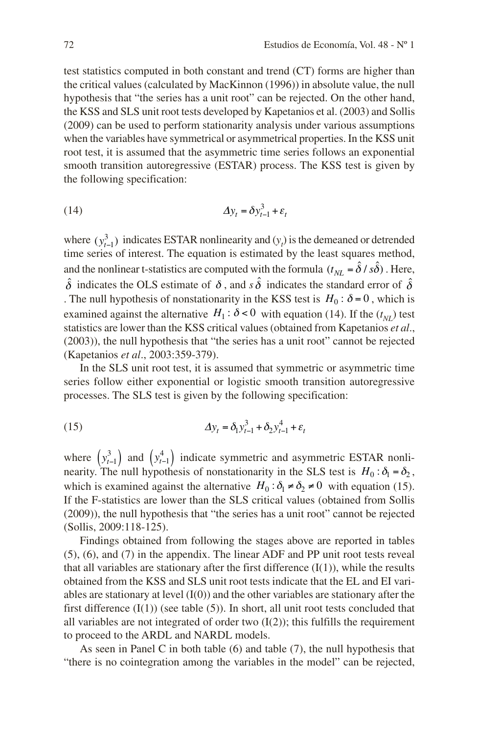test statistics computed in both constant and trend (CT) forms are higher than the critical values (calculated by MacKinnon (1996)) in absolute value, the null hypothesis that "the series has a unit root" can be rejected. On the other hand, the KSS and SLS unit root tests developed by Kapetanios et al. (2003) and Sollis (2009) can be used to perform stationarity analysis under various assumptions when the variables have symmetrical or asymmetrical properties. In the KSS unit root test, it is assumed that the asymmetric time series follows an exponential smooth transition autoregressive (ESTAR) process. The KSS test is given by the following specification:

$$\Delta y_t = \delta y_{t-1}^3 + \varepsilon_t \tag{14}$$

where $(y_{t-1}^3)$ indicates ESTAR nonlinearity and $(y_t)$ is the demeaned or detrended time series of interest. The equation is estimated by the least squares method, and the nonlinear t-statistics are computed with the formula $(t_{NL} = \hat{\delta} / s\hat{\delta})$. Here, $\hat{\delta}$ indicates the OLS estimate of $\delta$, and $s\,\hat{\delta}$ indicates the standard error of $\hat{\delta}$. The null hypothesis of nonstationarity in the KSS test is $H_0 : \delta = 0$, which is examined against the alternative $H_1 : \delta < 0$ with equation (14). If the $(t_{NL})$ test statistics are lower than the KSS critical values (obtained from Kapetanios *et al*., (2003)), the null hypothesis that "the series has a unit root" cannot be rejected (Kapetanios *et al*., 2003:359-379).

In the SLS unit root test, it is assumed that symmetric or asymmetric time series follow either exponential or logistic smooth transition autoregressive processes. The SLS test is given by the following specification:

$$\Delta y_t = \delta_1 y_{t-1}^3 + \delta_2 y_{t-1}^4 + \varepsilon_t \tag{15}$$

where $\left(y_{t-1}^3\right)$ and $\left(y_{t-1}^4\right)$ indicate symmetric and asymmetric ESTAR nonlinearity. The null hypothesis of nonstationarity in the SLS test is $H_0 : \delta_1 = \delta_2$, which is examined against the alternative $H_0 : \delta_1 \neq \delta_2 \neq 0$ with equation (15). If the F-statistics are lower than the SLS critical values (obtained from Sollis (2009)), the null hypothesis that "the series has a unit root" cannot be rejected (Sollis, 2009:118-125).

Findings obtained from following the stages above are reported in tables (5), (6), and (7) in the appendix. The linear ADF and PP unit root tests reveal that all variables are stationary after the first difference (I(1)), while the results obtained from the KSS and SLS unit root tests indicate that the EL and EI variables are stationary at level (I(0)) and the other variables are stationary after the first difference (I(1)) (see table (5)). In short, all unit root tests concluded that all variables are not integrated of order two (I(2)); this fulfills the requirement to proceed to the ARDL and NARDL models.

As seen in Panel C in both table (6) and table (7), the null hypothesis that "there is no cointegration among the variables in the model" can be rejected,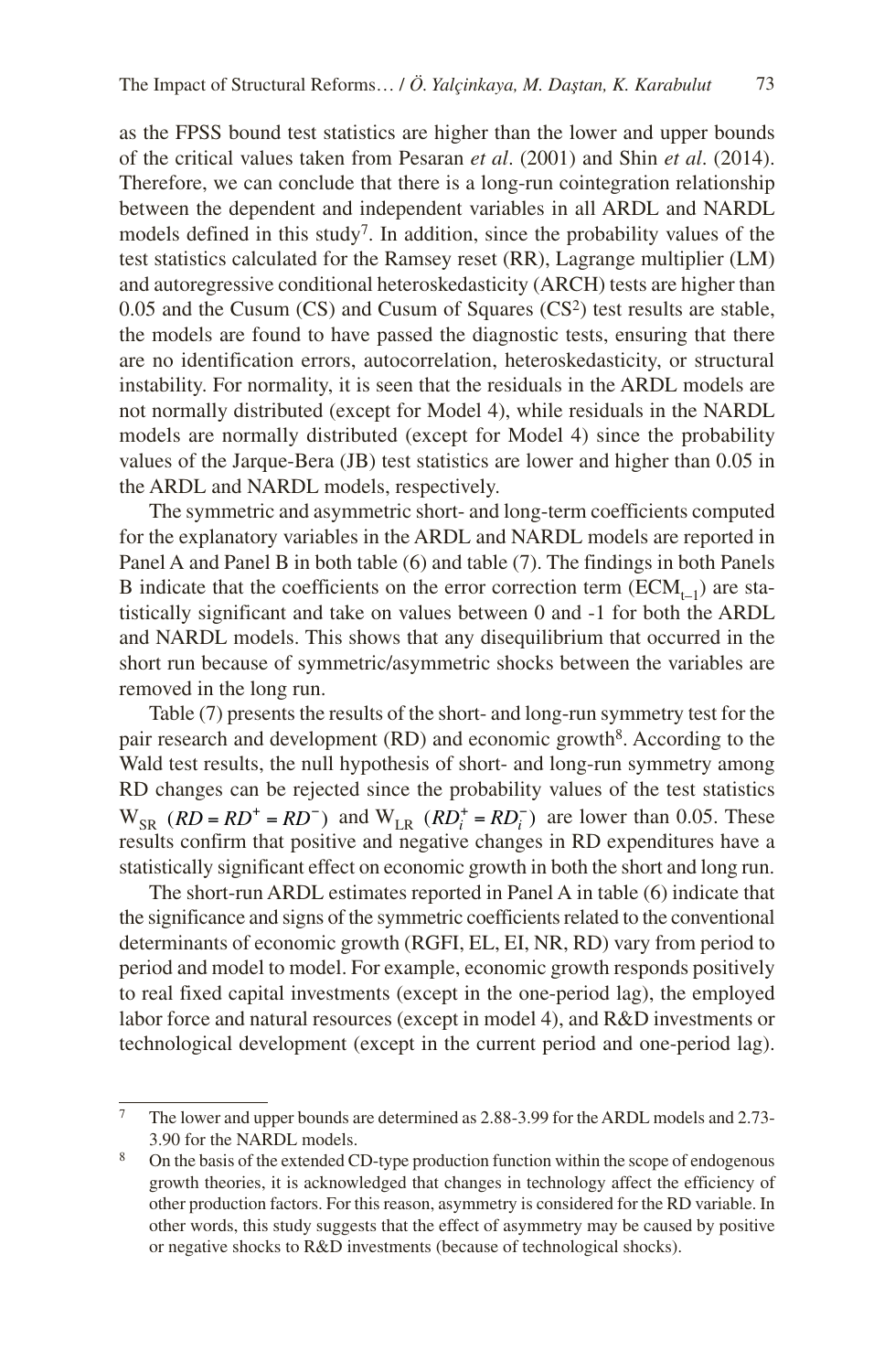as the FPSS bound test statistics are higher than the lower and upper bounds of the critical values taken from Pesaran *et al*. (2001) and Shin *et al*. (2014). Therefore, we can conclude that there is a long-run cointegration relationship between the dependent and independent variables in all ARDL and NARDL models defined in this study[7]. In addition, since the probability values of the test statistics calculated for the Ramsey reset (RR), Lagrange multiplier (LM) and autoregressive conditional heteroskedasticity (ARCH) tests are higher than 0.05 and the Cusum (CS) and Cusum of Squares ($CS^2$) test results are stable, the models are found to have passed the diagnostic tests, ensuring that there are no identification errors, autocorrelation, heteroskedasticity, or structural instability. For normality, it is seen that the residuals in the ARDL models are not normally distributed (except for Model 4), while residuals in the NARDL models are normally distributed (except for Model 4) since the probability values of the Jarque-Bera (JB) test statistics are lower and higher than 0.05 in the ARDL and NARDL models, respectively.

The symmetric and asymmetric short- and long-term coefficients computed for the explanatory variables in the ARDL and NARDL models are reported in Panel A and Panel B in both table (6) and table (7). The findings in both Panels B indicate that the coefficients on the error correction term ($ECM_{t-1}$) are statistically significant and take on values between 0 and -1 for both the ARDL and NARDL models. This shows that any disequilibrium that occurred in the short run because of symmetric/asymmetric shocks between the variables are removed in the long run.

Table (7) presents the results of the short- and long-run symmetry test for the pair research and development (RD) and economic growth[8]. According to the Wald test results, the null hypothesis of short- and long-run symmetry among RD changes can be rejected since the probability values of the test statistics $W_{SR}$ $(RD = RD^{+} = RD^{-})$ and $W_{LR}$ $(RD_i^{+} = RD_i^{-})$ are lower than 0.05. These results confirm that positive and negative changes in RD expenditures have a statistically significant effect on economic growth in both the short and long run.

The short-run ARDL estimates reported in Panel A in table (6) indicate that the significance and signs of the symmetric coefficients related to the conventional determinants of economic growth (RGFI, EL, EI, NR, RD) vary from period to period and model to model. For example, economic growth responds positively to real fixed capital investments (except in the one-period lag), the employed labor force and natural resources (except in model 4), and R&D investments or technological development (except in the current period and one-period lag).

---

[7] The lower and upper bounds are determined as 2.88-3.99 for the ARDL models and 2.73-3.90 for the NARDL models.

[8] On the basis of the extended CD-type production function within the scope of endogenous growth theories, it is acknowledged that changes in technology affect the efficiency of other production factors. For this reason, asymmetry is considered for the RD variable. In other words, this study suggests that the effect of asymmetry may be caused by positive or negative shocks to R&D investments (because of technological shocks).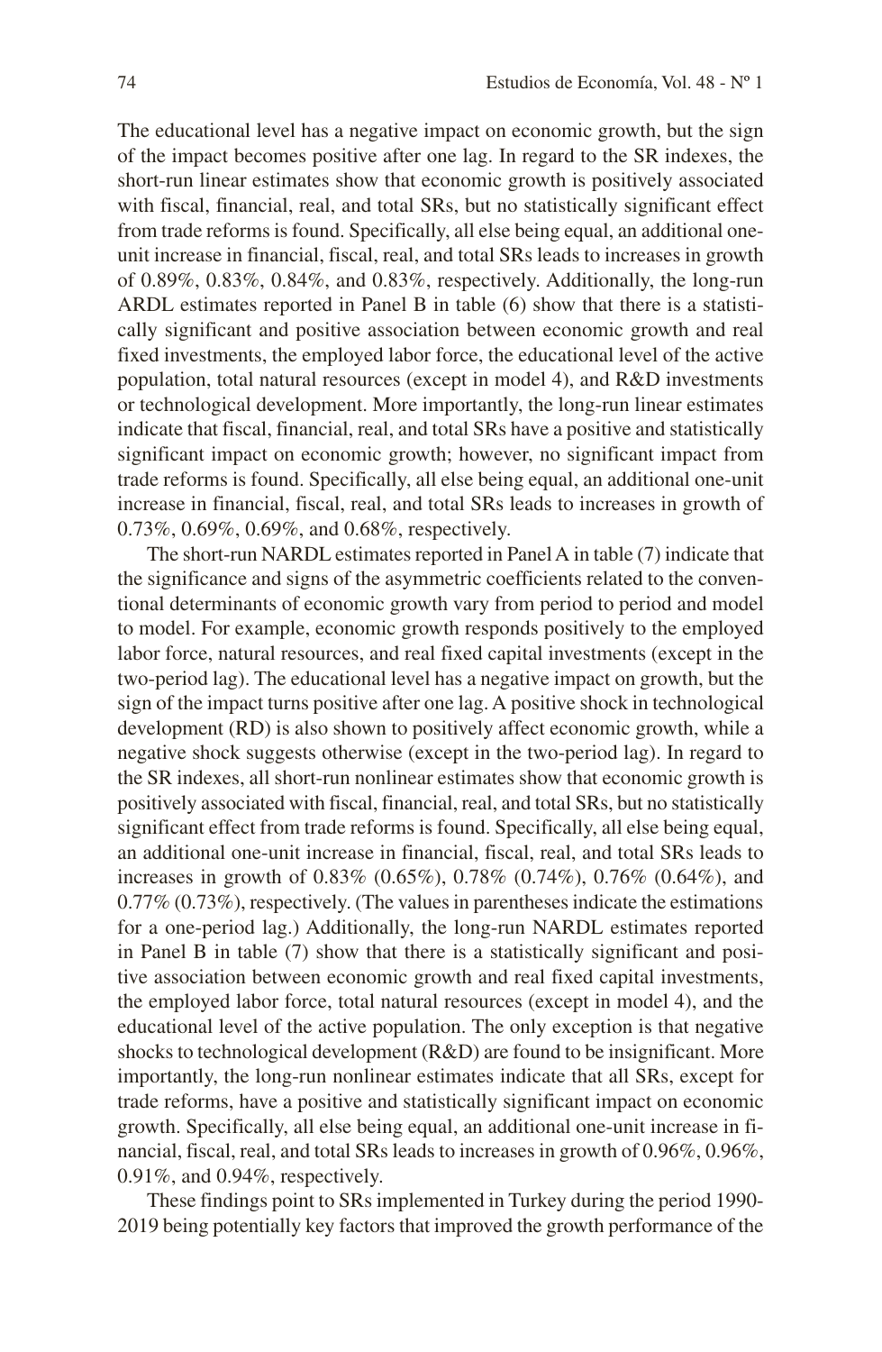The educational level has a negative impact on economic growth, but the sign of the impact becomes positive after one lag. In regard to the SR indexes, the short-run linear estimates show that economic growth is positively associated with fiscal, financial, real, and total SRs, but no statistically significant effect from trade reforms is found. Specifically, all else being equal, an additional one-unit increase in financial, fiscal, real, and total SRs leads to increases in growth of 0.89%, 0.83%, 0.84%, and 0.83%, respectively. Additionally, the long-run ARDL estimates reported in Panel B in table (6) show that there is a statistically significant and positive association between economic growth and real fixed investments, the employed labor force, the educational level of the active population, total natural resources (except in model 4), and R&D investments or technological development. More importantly, the long-run linear estimates indicate that fiscal, financial, real, and total SRs have a positive and statistically significant impact on economic growth; however, no significant impact from trade reforms is found. Specifically, all else being equal, an additional one-unit increase in financial, fiscal, real, and total SRs leads to increases in growth of 0.73%, 0.69%, 0.69%, and 0.68%, respectively.

The short-run NARDL estimates reported in Panel A in table (7) indicate that the significance and signs of the asymmetric coefficients related to the conventional determinants of economic growth vary from period to period and model to model. For example, economic growth responds positively to the employed labor force, natural resources, and real fixed capital investments (except in the two-period lag). The educational level has a negative impact on growth, but the sign of the impact turns positive after one lag. A positive shock in technological development (RD) is also shown to positively affect economic growth, while a negative shock suggests otherwise (except in the two-period lag). In regard to the SR indexes, all short-run nonlinear estimates show that economic growth is positively associated with fiscal, financial, real, and total SRs, but no statistically significant effect from trade reforms is found. Specifically, all else being equal, an additional one-unit increase in financial, fiscal, real, and total SRs leads to increases in growth of 0.83% (0.65%), 0.78% (0.74%), 0.76% (0.64%), and 0.77% (0.73%), respectively. (The values in parentheses indicate the estimations for a one-period lag.) Additionally, the long-run NARDL estimates reported in Panel B in table (7) show that there is a statistically significant and positive association between economic growth and real fixed capital investments, the employed labor force, total natural resources (except in model 4), and the educational level of the active population. The only exception is that negative shocks to technological development (R&D) are found to be insignificant. More importantly, the long-run nonlinear estimates indicate that all SRs, except for trade reforms, have a positive and statistically significant impact on economic growth. Specifically, all else being equal, an additional one-unit increase in financial, fiscal, real, and total SRs leads to increases in growth of 0.96%, 0.96%, 0.91%, and 0.94%, respectively.

These findings point to SRs implemented in Turkey during the period 1990-2019 being potentially key factors that improved the growth performance of the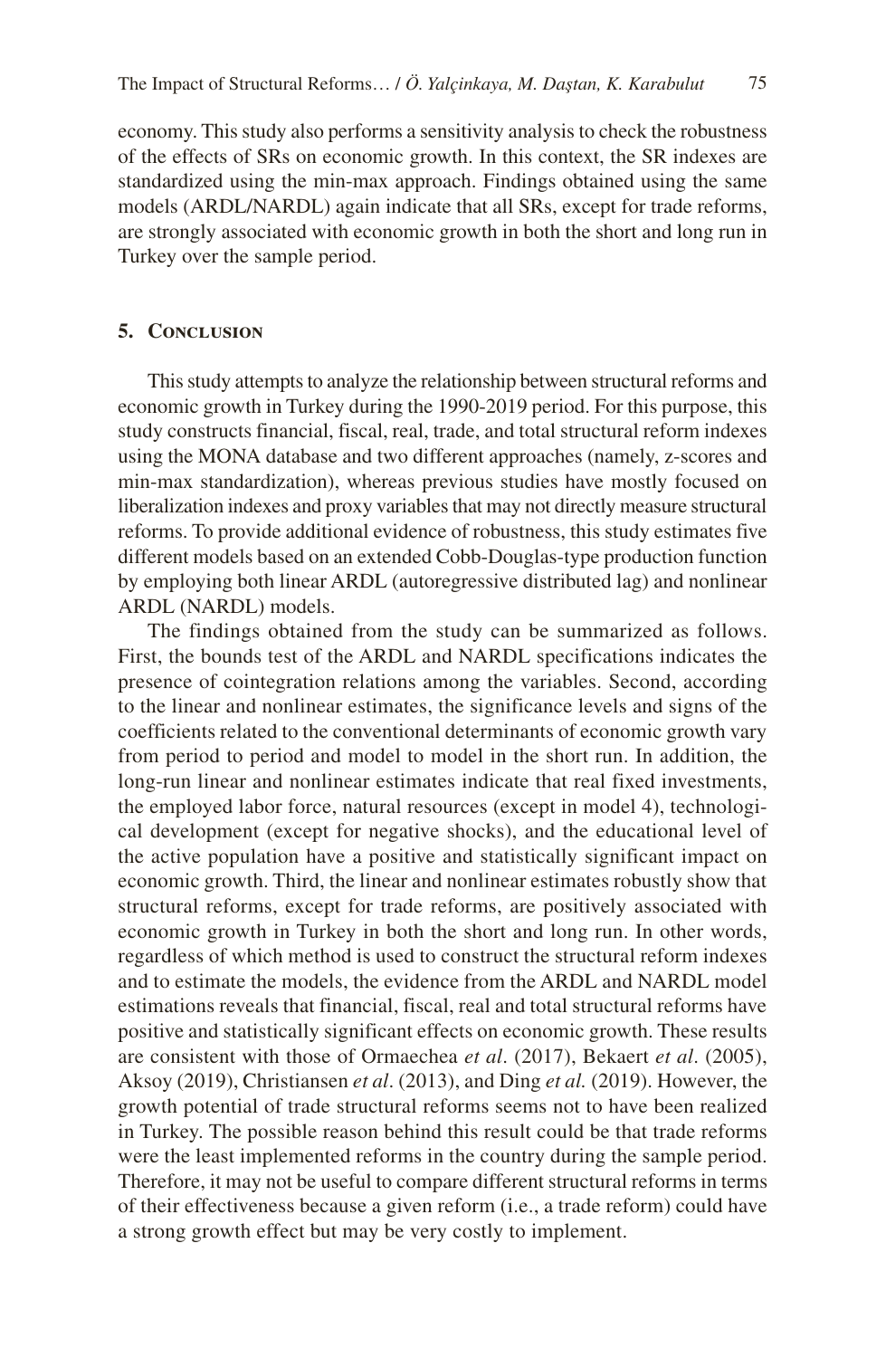economy. This study also performs a sensitivity analysis to check the robustness of the effects of SRs on economic growth. In this context, the SR indexes are standardized using the min-max approach. Findings obtained using the same models (ARDL/NARDL) again indicate that all SRs, except for trade reforms, are strongly associated with economic growth in both the short and long run in Turkey over the sample period.

## 5. Conclusion

This study attempts to analyze the relationship between structural reforms and economic growth in Turkey during the 1990-2019 period. For this purpose, this study constructs financial, fiscal, real, trade, and total structural reform indexes using the MONA database and two different approaches (namely, z-scores and min-max standardization), whereas previous studies have mostly focused on liberalization indexes and proxy variables that may not directly measure structural reforms. To provide additional evidence of robustness, this study estimates five different models based on an extended Cobb-Douglas-type production function by employing both linear ARDL (autoregressive distributed lag) and nonlinear ARDL (NARDL) models.

The findings obtained from the study can be summarized as follows. First, the bounds test of the ARDL and NARDL specifications indicates the presence of cointegration relations among the variables. Second, according to the linear and nonlinear estimates, the significance levels and signs of the coefficients related to the conventional determinants of economic growth vary from period to period and model to model in the short run. In addition, the long-run linear and nonlinear estimates indicate that real fixed investments, the employed labor force, natural resources (except in model 4), technological development (except for negative shocks), and the educational level of the active population have a positive and statistically significant impact on economic growth. Third, the linear and nonlinear estimates robustly show that structural reforms, except for trade reforms, are positively associated with economic growth in Turkey in both the short and long run. In other words, regardless of which method is used to construct the structural reform indexes and to estimate the models, the evidence from the ARDL and NARDL model estimations reveals that financial, fiscal, real and total structural reforms have positive and statistically significant effects on economic growth. These results are consistent with those of Ormaechea *et al*. (2017), Bekaert *et al*. (2005), Aksoy (2019), Christiansen *et al*. (2013), and Ding *et al.* (2019). However, the growth potential of trade structural reforms seems not to have been realized in Turkey. The possible reason behind this result could be that trade reforms were the least implemented reforms in the country during the sample period. Therefore, it may not be useful to compare different structural reforms in terms of their effectiveness because a given reform (i.e., a trade reform) could have a strong growth effect but may be very costly to implement.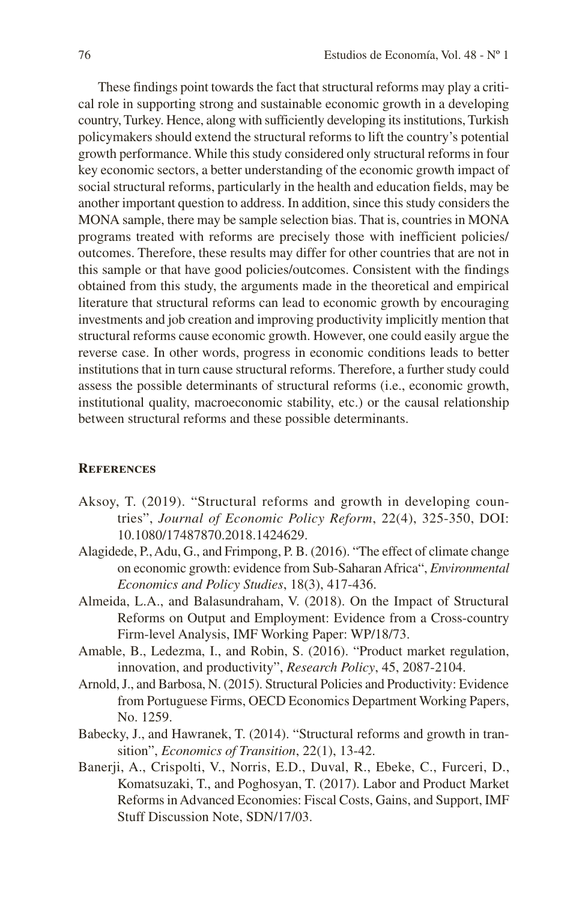These findings point towards the fact that structural reforms may play a critical role in supporting strong and sustainable economic growth in a developing country, Turkey. Hence, along with sufficiently developing its institutions, Turkish policymakers should extend the structural reforms to lift the country's potential growth performance. While this study considered only structural reforms in four key economic sectors, a better understanding of the economic growth impact of social structural reforms, particularly in the health and education fields, may be another important question to address. In addition, since this study considers the MONA sample, there may be sample selection bias. That is, countries in MONA programs treated with reforms are precisely those with inefficient policies/ outcomes. Therefore, these results may differ for other countries that are not in this sample or that have good policies/outcomes. Consistent with the findings obtained from this study, the arguments made in the theoretical and empirical literature that structural reforms can lead to economic growth by encouraging investments and job creation and improving productivity implicitly mention that structural reforms cause economic growth. However, one could easily argue the reverse case. In other words, progress in economic conditions leads to better institutions that in turn cause structural reforms. Therefore, a further study could assess the possible determinants of structural reforms (i.e., economic growth, institutional quality, macroeconomic stability, etc.) or the causal relationship between structural reforms and these possible determinants.

## References

Aksoy, T. (2019). "Structural reforms and growth in developing countries", *Journal of Economic Policy Reform*, 22(4), 325-350, DOI: 10.1080/17487870.2018.1424629.

Alagidede, P., Adu, G., and Frimpong, P. B. (2016). "The effect of climate change on economic growth: evidence from Sub-Saharan Africa", *Environmental Economics and Policy Studies*, 18(3), 417-436.

Almeida, L.A., and Balasundraham, V. (2018). On the Impact of Structural Reforms on Output and Employment: Evidence from a Cross-country Firm-level Analysis, IMF Working Paper: WP/18/73.

Amable, B., Ledezma, I., and Robin, S. (2016). "Product market regulation, innovation, and productivity", *Research Policy*, 45, 2087-2104.

Arnold, J., and Barbosa, N. (2015). Structural Policies and Productivity: Evidence from Portuguese Firms, OECD Economics Department Working Papers, No. 1259.

Babecky, J., and Hawranek, T. (2014). "Structural reforms and growth in transition", *Economics of Transition*, 22(1), 13-42.

Banerji, A., Crispolti, V., Norris, E.D., Duval, R., Ebeke, C., Furceri, D., Komatsuzaki, T., and Poghosyan, T. (2017). Labor and Product Market Reforms in Advanced Economies: Fiscal Costs, Gains, and Support, IMF Stuff Discussion Note, SDN/17/03.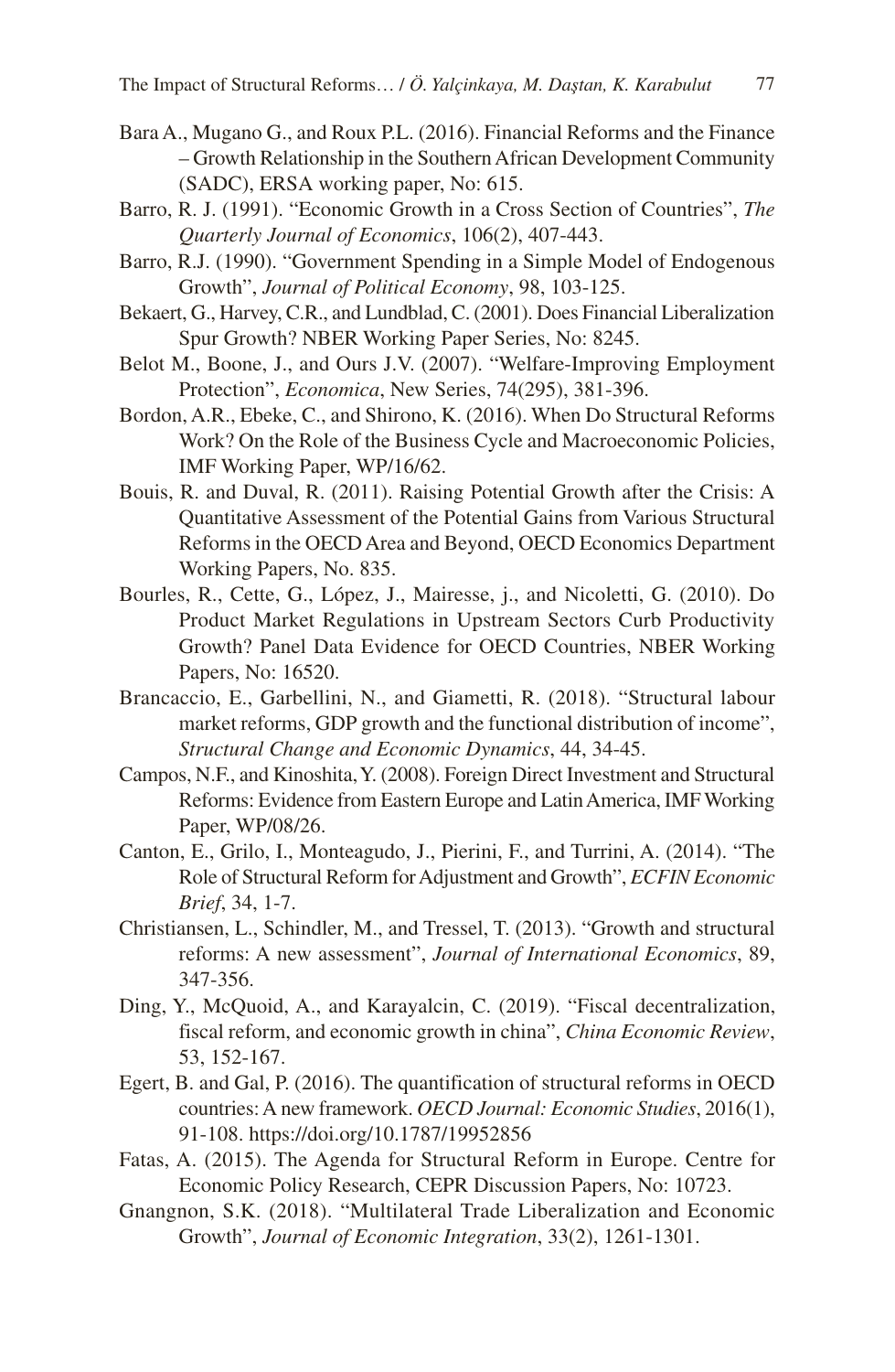Bara A., Mugano G., and Roux P.L. (2016). Financial Reforms and the Finance – Growth Relationship in the Southern African Development Community (SADC), ERSA working paper, No: 615.

Barro, R. J. (1991). "Economic Growth in a Cross Section of Countries", *The Quarterly Journal of Economics*, 106(2), 407-443.

Barro, R.J. (1990). "Government Spending in a Simple Model of Endogenous Growth", *Journal of Political Economy*, 98, 103-125.

Bekaert, G., Harvey, C.R., and Lundblad, C. (2001). Does Financial Liberalization Spur Growth? NBER Working Paper Series, No: 8245.

Belot M., Boone, J., and Ours J.V. (2007). "Welfare-Improving Employment Protection", *Economica*, New Series, 74(295), 381-396.

Bordon, A.R., Ebeke, C., and Shirono, K. (2016). When Do Structural Reforms Work? On the Role of the Business Cycle and Macroeconomic Policies, IMF Working Paper, WP/16/62.

Bouis, R. and Duval, R. (2011). Raising Potential Growth after the Crisis: A Quantitative Assessment of the Potential Gains from Various Structural Reforms in the OECD Area and Beyond, OECD Economics Department Working Papers, No. 835.

Bourles, R., Cette, G., López, J., Mairesse, j., and Nicoletti, G. (2010). Do Product Market Regulations in Upstream Sectors Curb Productivity Growth? Panel Data Evidence for OECD Countries, NBER Working Papers, No: 16520.

Brancaccio, E., Garbellini, N., and Giametti, R. (2018). "Structural labour market reforms, GDP growth and the functional distribution of income", *Structural Change and Economic Dynamics*, 44, 34-45.

Campos, N.F., and Kinoshita, Y. (2008). Foreign Direct Investment and Structural Reforms: Evidence from Eastern Europe and Latin America, IMF Working Paper, WP/08/26.

Canton, E., Grilo, I., Monteagudo, J., Pierini, F., and Turrini, A. (2014). "The Role of Structural Reform for Adjustment and Growth", *ECFIN Economic Brief*, 34, 1-7.

Christiansen, L., Schindler, M., and Tressel, T. (2013). "Growth and structural reforms: A new assessment", *Journal of International Economics*, 89, 347-356.

Ding, Y., McQuoid, A., and Karayalcin, C. (2019). "Fiscal decentralization, fiscal reform, and economic growth in china", *China Economic Review*, 53, 152-167.

Egert, B. and Gal, P. (2016). The quantification of structural reforms in OECD countries: A new framework. *OECD Journal: Economic Studies*, 2016(1), 91-108. https://doi.org/10.1787/19952856

Fatas, A. (2015). The Agenda for Structural Reform in Europe. Centre for Economic Policy Research, CEPR Discussion Papers, No: 10723.

Gnangnon, S.K. (2018). "Multilateral Trade Liberalization and Economic Growth", *Journal of Economic Integration*, 33(2), 1261-1301.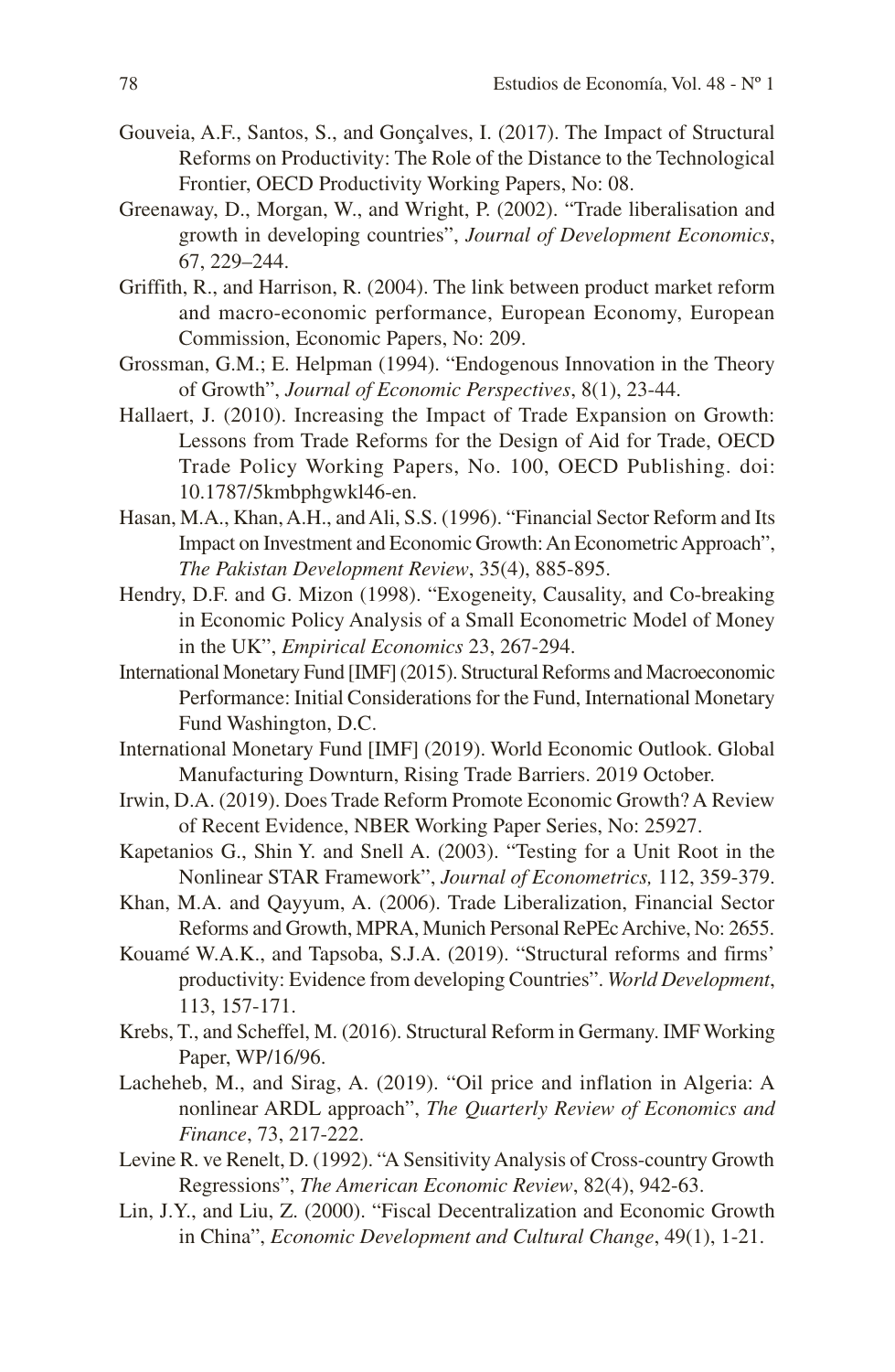Gouveia, A.F., Santos, S., and Gonçalves, I. (2017). The Impact of Structural Reforms on Productivity: The Role of the Distance to the Technological Frontier, OECD Productivity Working Papers, No: 08.

Greenaway, D., Morgan, W., and Wright, P. (2002). "Trade liberalisation and growth in developing countries", *Journal of Development Economics*, 67, 229–244.

Griffith, R., and Harrison, R. (2004). The link between product market reform and macro-economic performance, European Economy, European Commission, Economic Papers, No: 209.

Grossman, G.M.; E. Helpman (1994). "Endogenous Innovation in the Theory of Growth", *Journal of Economic Perspectives*, 8(1), 23-44.

Hallaert, J. (2010). Increasing the Impact of Trade Expansion on Growth: Lessons from Trade Reforms for the Design of Aid for Trade, OECD Trade Policy Working Papers, No. 100, OECD Publishing. doi: 10.1787/5kmbphgwkl46-en.

Hasan, M.A., Khan, A.H., and Ali, S.S. (1996). "Financial Sector Reform and Its Impact on Investment and Economic Growth: An Econometric Approach", *The Pakistan Development Review*, 35(4), 885-895.

Hendry, D.F. and G. Mizon (1998). "Exogeneity, Causality, and Co-breaking in Economic Policy Analysis of a Small Econometric Model of Money in the UK", *Empirical Economics* 23, 267-294.

International Monetary Fund [IMF] (2015). Structural Reforms and Macroeconomic Performance: Initial Considerations for the Fund, International Monetary Fund Washington, D.C.

International Monetary Fund [IMF] (2019). World Economic Outlook. Global Manufacturing Downturn, Rising Trade Barriers. 2019 October.

Irwin, D.A. (2019). Does Trade Reform Promote Economic Growth? A Review of Recent Evidence, NBER Working Paper Series, No: 25927.

Kapetanios G., Shin Y. and Snell A. (2003). "Testing for a Unit Root in the Nonlinear STAR Framework", *Journal of Econometrics,* 112, 359-379.

Khan, M.A. and Qayyum, A. (2006). Trade Liberalization, Financial Sector Reforms and Growth, MPRA, Munich Personal RePEc Archive, No: 2655.

Kouamé W.A.K., and Tapsoba, S.J.A. (2019). "Structural reforms and firms' productivity: Evidence from developing Countries". *World Development*, 113, 157-171.

Krebs, T., and Scheffel, M. (2016). Structural Reform in Germany. IMF Working Paper, WP/16/96.

Lacheheb, M., and Sirag, A. (2019). "Oil price and inflation in Algeria: A nonlinear ARDL approach", *The Quarterly Review of Economics and Finance*, 73, 217-222.

Levine R. ve Renelt, D. (1992). "A Sensitivity Analysis of Cross-country Growth Regressions", *The American Economic Review*, 82(4), 942-63.

Lin, J.Y., and Liu, Z. (2000). "Fiscal Decentralization and Economic Growth in China", *Economic Development and Cultural Change*, 49(1), 1-21.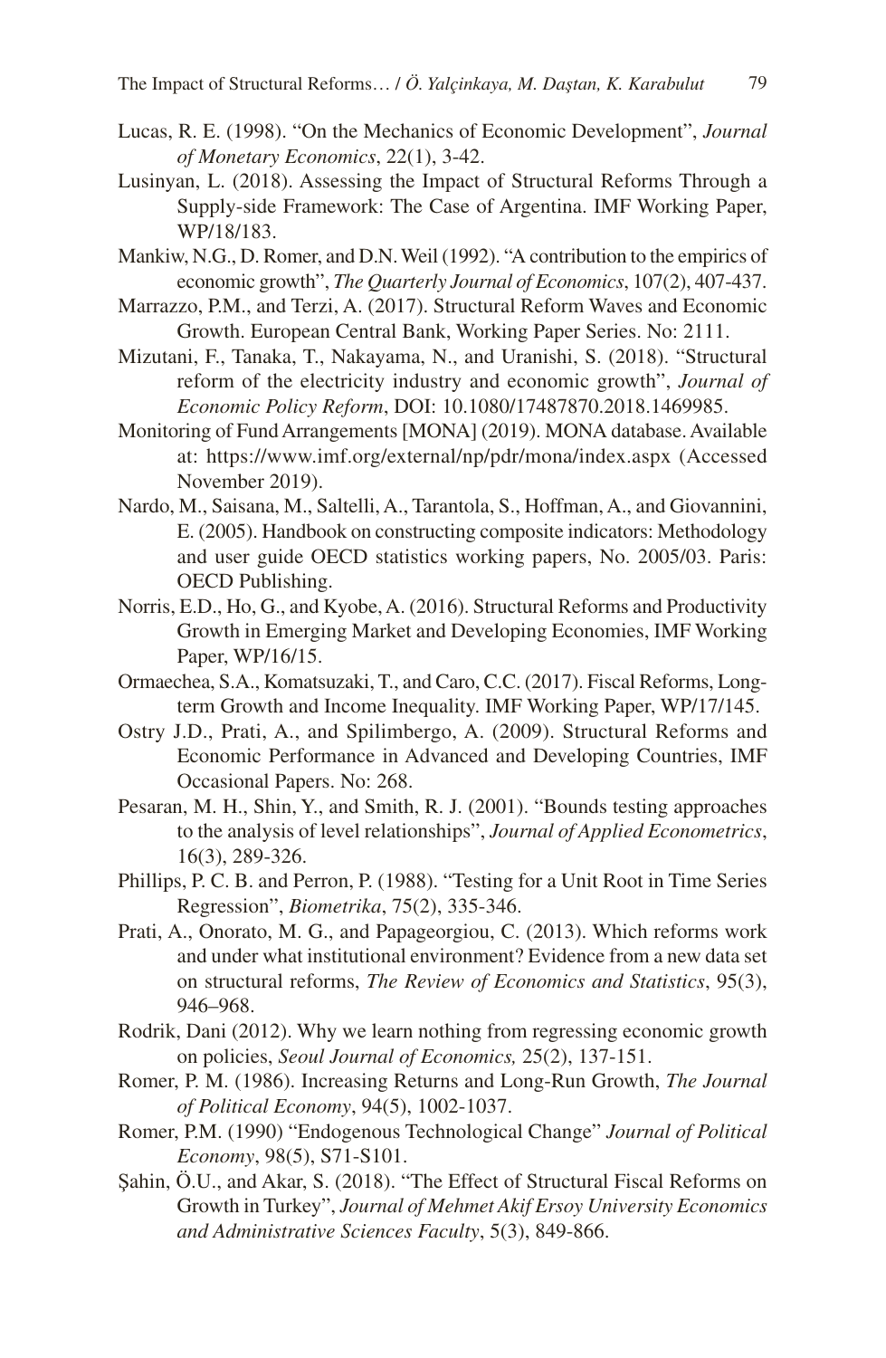Lucas, R. E. (1998). "On the Mechanics of Economic Development", *Journal of Monetary Economics*, 22(1), 3-42.

Lusinyan, L. (2018). Assessing the Impact of Structural Reforms Through a Supply-side Framework: The Case of Argentina. IMF Working Paper, WP/18/183.

Mankiw, N.G., D. Romer, and D.N. Weil (1992). "A contribution to the empirics of economic growth", *The Quarterly Journal of Economics*, 107(2), 407-437.

Marrazzo, P.M., and Terzi, A. (2017). Structural Reform Waves and Economic Growth. European Central Bank, Working Paper Series. No: 2111.

Mizutani, F., Tanaka, T., Nakayama, N., and Uranishi, S. (2018). "Structural reform of the electricity industry and economic growth", *Journal of Economic Policy Reform*, DOI: 10.1080/17487870.2018.1469985.

Monitoring of Fund Arrangements [MONA] (2019). MONA database. Available at: https://www.imf.org/external/np/pdr/mona/index.aspx (Accessed November 2019).

Nardo, M., Saisana, M., Saltelli, A., Tarantola, S., Hoffman, A., and Giovannini, E. (2005). Handbook on constructing composite indicators: Methodology and user guide OECD statistics working papers, No. 2005/03. Paris: OECD Publishing.

Norris, E.D., Ho, G., and Kyobe, A. (2016). Structural Reforms and Productivity Growth in Emerging Market and Developing Economies, IMF Working Paper, WP/16/15.

Ormaechea, S.A., Komatsuzaki, T., and Caro, C.C. (2017). Fiscal Reforms, Long-term Growth and Income Inequality. IMF Working Paper, WP/17/145.

Ostry J.D., Prati, A., and Spilimbergo, A. (2009). Structural Reforms and Economic Performance in Advanced and Developing Countries, IMF Occasional Papers. No: 268.

Pesaran, M. H., Shin, Y., and Smith, R. J. (2001). "Bounds testing approaches to the analysis of level relationships", *Journal of Applied Econometrics*, 16(3), 289-326.

Phillips, P. C. B. and Perron, P. (1988). "Testing for a Unit Root in Time Series Regression", *Biometrika*, 75(2), 335-346.

Prati, A., Onorato, M. G., and Papageorgiou, C. (2013). Which reforms work and under what institutional environment? Evidence from a new data set on structural reforms, *The Review of Economics and Statistics*, 95(3), 946–968.

Rodrik, Dani (2012). Why we learn nothing from regressing economic growth on policies, *Seoul Journal of Economics,* 25(2), 137-151.

Romer, P. M. (1986). Increasing Returns and Long-Run Growth, *The Journal of Political Economy*, 94(5), 1002-1037.

Romer, P.M. (1990) "Endogenous Technological Change" *Journal of Political Economy*, 98(5), S71-S101.

Şahin, Ö.U., and Akar, S. (2018). "The Effect of Structural Fiscal Reforms on Growth in Turkey", *Journal of Mehmet Akif Ersoy University Economics and Administrative Sciences Faculty*, 5(3), 849-866.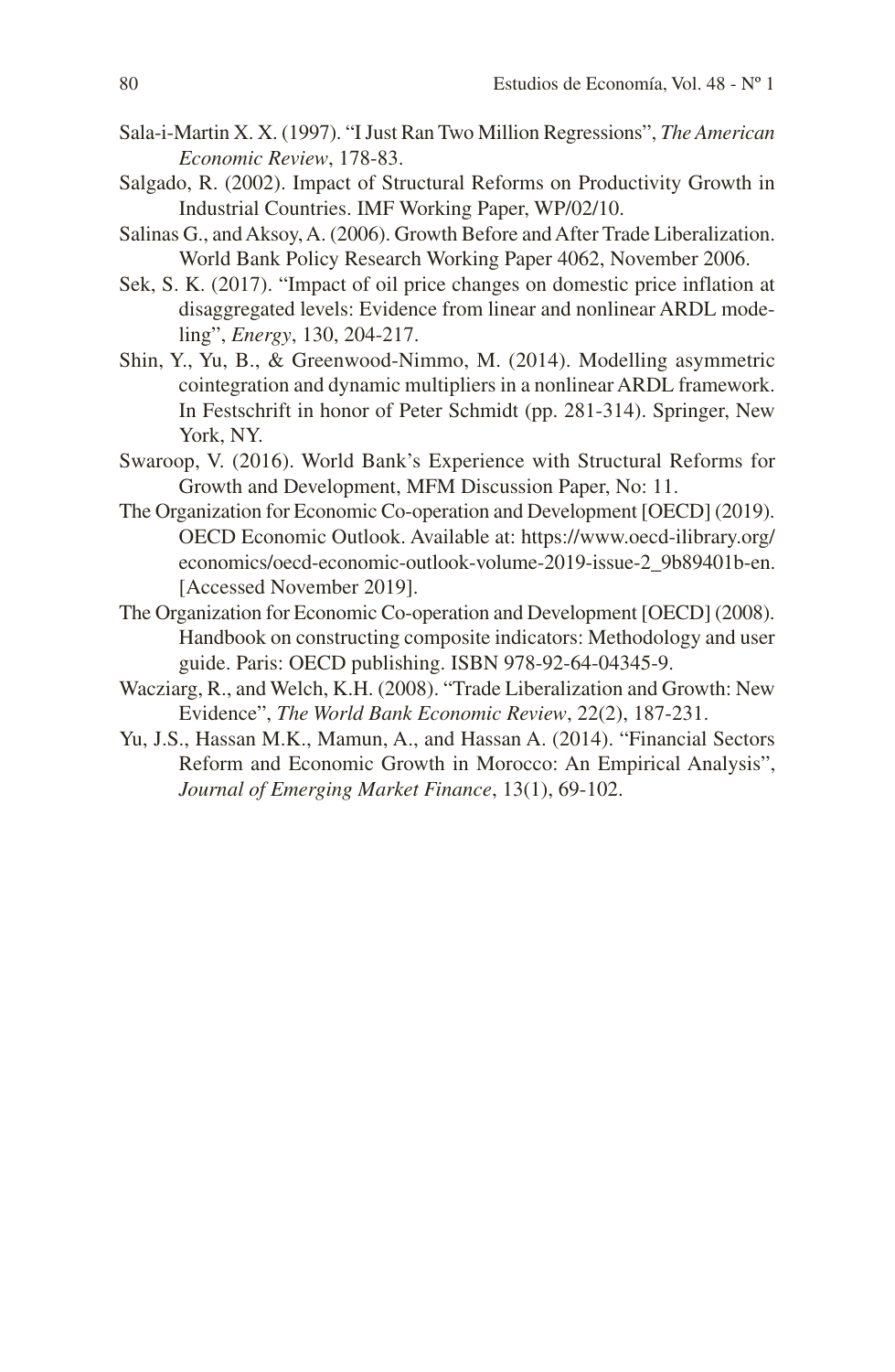Sala-i-Martin X. X. (1997). "I Just Ran Two Million Regressions", *The American Economic Review*, 178-83.

Salgado, R. (2002). Impact of Structural Reforms on Productivity Growth in Industrial Countries. IMF Working Paper, WP/02/10.

Salinas G., and Aksoy, A. (2006). Growth Before and After Trade Liberalization. World Bank Policy Research Working Paper 4062, November 2006.

Sek, S. K. (2017). "Impact of oil price changes on domestic price inflation at disaggregated levels: Evidence from linear and nonlinear ARDL modeling", *Energy*, 130, 204-217.

Shin, Y., Yu, B., & Greenwood-Nimmo, M. (2014). Modelling asymmetric cointegration and dynamic multipliers in a nonlinear ARDL framework. In Festschrift in honor of Peter Schmidt (pp. 281-314). Springer, New York, NY.

Swaroop, V. (2016). World Bank's Experience with Structural Reforms for Growth and Development, MFM Discussion Paper, No: 11.

The Organization for Economic Co-operation and Development [OECD] (2019). OECD Economic Outlook. Available at: https://www.oecd-ilibrary.org/economics/oecd-economic-outlook-volume-2019-issue-2_9b89401b-en. [Accessed November 2019].

The Organization for Economic Co-operation and Development [OECD] (2008). Handbook on constructing composite indicators: Methodology and user guide. Paris: OECD publishing. ISBN 978-92-64-04345-9.

Wacziarg, R., and Welch, K.H. (2008). "Trade Liberalization and Growth: New Evidence", *The World Bank Economic Review*, 22(2), 187-231.

Yu, J.S., Hassan M.K., Mamun, A., and Hassan A. (2014). "Financial Sectors Reform and Economic Growth in Morocco: An Empirical Analysis", *Journal of Emerging Market Finance*, 13(1), 69-102.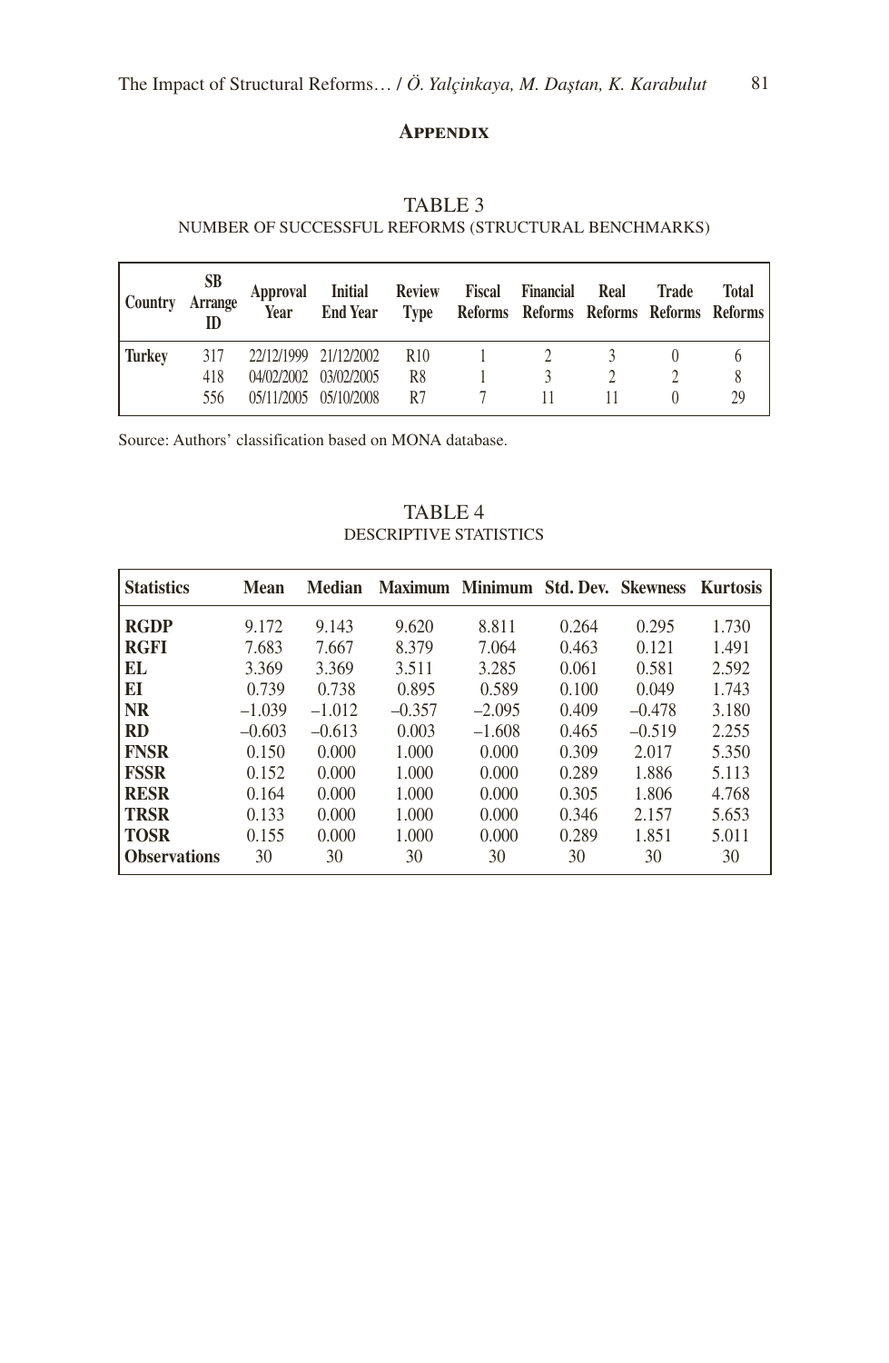## Appendix

TABLE 3
NUMBER OF SUCCESSFUL REFORMS (STRUCTURAL BENCHMARKS)

| Country | SB Arrange ID | Approval Year | Initial End Year | Review Type | Fiscal Reforms | Financial Reforms | Real Reforms | Trade Reforms | Total Reforms |
|---|---|---|---|---|---|---|---|---|---|
| **Turkey** | 317 | 22/12/1999 | 21/12/2002 | R10 | 1 | 2 | 3 | 0 | 6 |
| | 418 | 04/02/2002 | 03/02/2005 | R8 | 1 | 3 | 2 | 2 | 8 |
| | 556 | 05/11/2005 | 05/10/2008 | R7 | 7 | 11 | 11 | 0 | 29 |

Source: Authors' classification based on MONA database.

TABLE 4
DESCRIPTIVE STATISTICS

| Statistics | Mean | Median | Maximum | Minimum | Std. Dev. | Skewness | Kurtosis |
|---|---|---|---|---|---|---|---|
| **RGDP** | 9.172 | 9.143 | 9.620 | 8.811 | 0.264 | 0.295 | 1.730 |
| **RGFI** | 7.683 | 7.667 | 8.379 | 7.064 | 0.463 | 0.121 | 1.491 |
| **EL** | 3.369 | 3.369 | 3.511 | 3.285 | 0.061 | 0.581 | 2.592 |
| **EI** | 0.739 | 0.738 | 0.895 | 0.589 | 0.100 | 0.049 | 1.743 |
| **NR** | –1.039 | –1.012 | –0.357 | –2.095 | 0.409 | –0.478 | 3.180 |
| **RD** | –0.603 | –0.613 | 0.003 | –1.608 | 0.465 | –0.519 | 2.255 |
| **FNSR** | 0.150 | 0.000 | 1.000 | 0.000 | 0.309 | 2.017 | 5.350 |
| **FSSR** | 0.152 | 0.000 | 1.000 | 0.000 | 0.289 | 1.886 | 5.113 |
| **RESR** | 0.164 | 0.000 | 1.000 | 0.000 | 0.305 | 1.806 | 4.768 |
| **TRSR** | 0.133 | 0.000 | 1.000 | 0.000 | 0.346 | 2.157 | 5.653 |
| **TOSR** | 0.155 | 0.000 | 1.000 | 0.000 | 0.289 | 1.851 | 5.011 |
| **Observations** | 30 | 30 | 30 | 30 | 30 | 30 | 30 |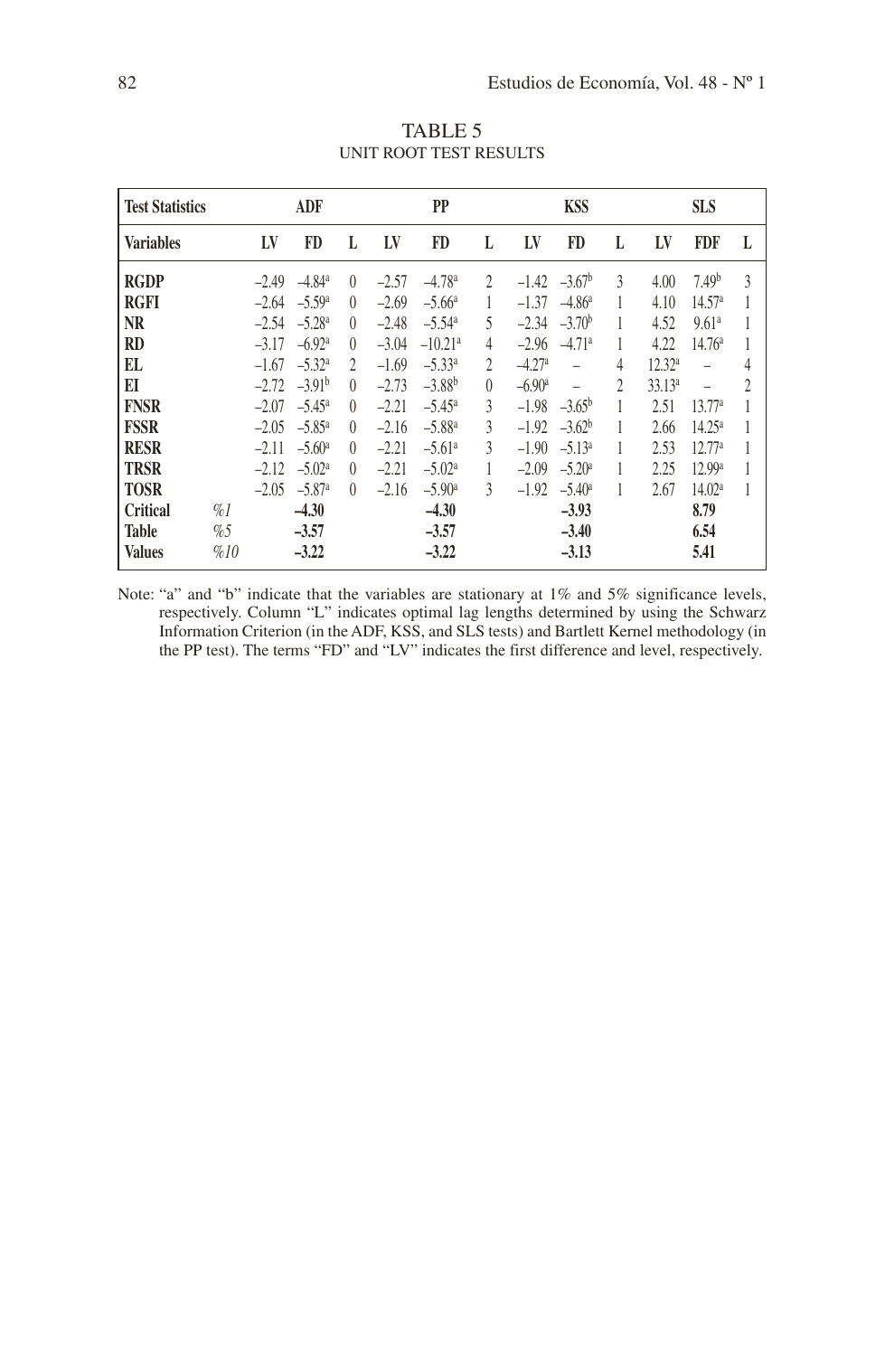TABLE 5
UNIT ROOT TEST RESULTS

| Test Statistics | | ADF | | | PP | | | KSS | | | SLS | | |
|---|---|---|---|---|---|---|---|---|---|---|---|---|---|
| **Variables** | | **LV** | **FD** | **L** | **LV** | **FD** | **L** | **LV** | **FD** | **L** | **LV** | **FDF** | **L** |
| **RGDP** | | –2.49 | –4.84[a] | 0 | –2.57 | –4.78[a] | 2 | –1.42 | –3.67[b] | 3 | 4.00 | 7.49[b] | 3 |
| **RGFI** | | –2.64 | –5.59[a] | 0 | –2.69 | –5.66[a] | 1 | –1.37 | –4.86[a] | 1 | 4.10 | 14.57[a] | 1 |
| **NR** | | –2.54 | –5.28[a] | 0 | –2.48 | –5.54[a] | 5 | –2.34 | –3.70[b] | 1 | 4.52 | 9.61[a] | 1 |
| **RD** | | –3.17 | –6.92[a] | 0 | –3.04 | –10.21[a] | 4 | –2.96 | –4.71[a] | 1 | 4.22 | 14.76[a] | 1 |
| **EL** | | –1.67 | –5.32[a] | 2 | –1.69 | –5.33[a] | 2 | –4.27[a] | – | 4 | 12.32[a] | – | 4 |
| **EI** | | –2.72 | –3.91[b] | 0 | –2.73 | –3.88[b] | 0 | –6.90[a] | – | 2 | 33.13[a] | – | 2 |
| **FNSR** | | –2.07 | –5.45[a] | 0 | –2.21 | –5.45[a] | 3 | –1.98 | –3.65[b] | 1 | 2.51 | 13.77[a] | 1 |
| **FSSR** | | –2.05 | –5.85[a] | 0 | –2.16 | –5.88[a] | 3 | –1.92 | –3.62[b] | 1 | 2.66 | 14.25[a] | 1 |
| **RESR** | | –2.11 | –5.60[a] | 0 | –2.21 | –5.61[a] | 3 | –1.90 | –5.13[a] | 1 | 2.53 | 12.77[a] | 1 |
| **TRSR** | | –2.12 | –5.02[a] | 0 | –2.21 | –5.02[a] | 1 | –2.09 | –5.20[a] | 1 | 2.25 | 12.99[a] | 1 |
| **TOSR** | | –2.05 | –5.87[a] | 0 | –2.16 | –5.90[a] | 3 | –1.92 | –5.40[a] | 1 | 2.67 | 14.02[a] | 1 |
| **Critical** | *%1* | | **–4.30** | | | **–4.30** | | | **–3.93** | | | **8.79** | |
| **Table** | *%5* | | **–3.57** | | | **–3.57** | | | **–3.40** | | | **6.54** | |
| **Values** | *%10* | | **–3.22** | | | **–3.22** | | | **–3.13** | | | **5.41** | |

Note: "a" and "b" indicate that the variables are stationary at 1% and 5% significance levels, respectively. Column "L" indicates optimal lag lengths determined by using the Schwarz Information Criterion (in the ADF, KSS, and SLS tests) and Bartlett Kernel methodology (in the PP test). The terms "FD" and "LV" indicates the first difference and level, respectively.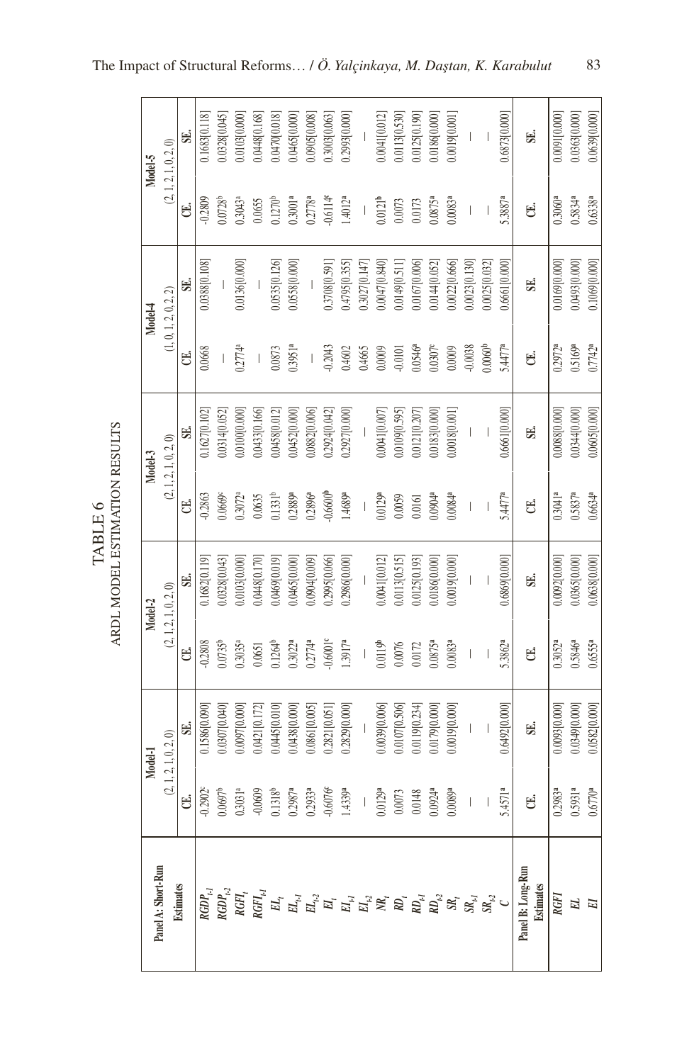# TABLE 6
## ARDL MODEL ESTIMATION RESULTS

| Panel A: Short-Run Estimates | Model-1 (2, 1, 2, 1, 0, 2, 0) | | Model-2 (2, 1, 2, 1, 0, 2, 0) | | Model-3 (2, 1, 2, 1, 0, 2, 0) | | Model-4 (1, 0, 1, 2, 0, 2, 2) | | Model-5 (2, 1, 2, 1, 0, 2, 0) | |
|---|---|---|---|---|---|---|---|---|---|---|
| | CE. | SE. | CE. | SE. | CE. | SE. | CE. | SE. | CE. | SE. |
| $RGDP_{t-1}$ | -0.2902[c] | 0.1586[0.090] | -0.2808 | 0.1682[0.119] | -0.2863 | 0.1627[0.102] | 0.0668 | 0.0388[0.108] | -0.2809 | 0.1683[0.118] |
| $RGDP_{t-2}$ | 0.0697[b] | 0.0307[0.040] | 0.0735[b] | 0.0328[0.043] | 0.0669[c] | 0.0314[0.052] | — | — | 0.0728[b] | 0.0328[0.045] |
| $RGFI_t$ | 0.3031[a] | 0.0097[0.000] | 0.3035[a] | 0.0103[0.000] | 0.3072[a] | 0.0100[0.000] | 0.2774[a] | 0.0136[0.000] | 0.3043[a] | 0.0103[0.000] |
| $RGFI_{t-1}$ | -0.0609 | 0.0421[0.172] | 0.0651 | 0.0448[0.170] | 0.0635 | 0.0433[0.166] | — | — | 0.0655 | 0.0448[0.168] |
| $EL_t$ | 0.1318[b] | 0.0445[0.010] | 0.1264[b] | 0.0469[0.019] | 0.1331[b] | 0.0458[0.012] | 0.0873 | 0.0535[0.126] | 0.1270[b] | 0.0470[0.018] |
| $EL_{t-1}$ | 0.2987[a] | 0.0438[0.000] | 0.3022[a] | 0.0465[0.000] | 0.2889[a] | 0.0452[0.000] | 0.3951[a] | 0.0558[0.000] | 0.3001[a] | 0.0465[0.000] |
| $EL_{t-2}$ | 0.2933[a] | 0.0861[0.005] | 0.2774[a] | 0.0904[0.009] | 0.2896[a] | 0.0882[0.006] | — | — | 0.2778[a] | 0.0905[0.008] |
| $EI_t$ | -0.6076[c] | 0.2821[0.051] | -0.6001[c] | 0.2995[0.066] | -0.6600[b] | 0.2924[0.042] | -0.2043 | 0.3708[0.591] | -0.6114[c] | 0.3003[0.063] |
| $EI_{t-1}$ | 1.4339[a] | 0.2829[0.000] | 1.3917[a] | 0.2986[0.000] | 1.4689[a] | 0.2927[0.000] | 0.4602 | 0.4795[0.355] | 1.4012[a] | 0.2993[0.000] |
| $EI_{t-2}$ | — | — | — | — | — | — | 0.4665 | 0.3027[0.147] | — | — |
| $NR_t$ | 0.0129[a] | 0.0039[0.006] | 0.0119[b] | 0.0041[0.012] | 0.0129[a] | 0.0041[0.007] | 0.0009 | 0.0047[0.840] | 0.0121[b] | 0.0041[0.012] |
| $RD_t$ | 0.0073 | 0.0107[0.506] | 0.0076 | 0.0113[0.515] | 0.0059 | 0.0109[0.595] | -0.0101 | 0.0149[0.511] | 0.0073 | 0.0113[0.530] |
| $RD_{t-1}$ | 0.0148 | 0.0119[0.234] | 0.0172 | 0.0125[0.193] | 0.0161 | 0.0121[0.207] | 0.0546[a] | 0.0167[0.006] | 0.0173 | 0.0125[0.190] |
| $RD_{t-2}$ | 0.0924[a] | 0.0179[0.000] | 0.0875[a] | 0.0186[0.000] | 0.0904[a] | 0.0183[0.000] | 0.0307[c] | 0.0144[0.052] | 0.0875[a] | 0.0186[0.000] |
| $SR_t$ | 0.0089[a] | 0.0019[0.000] | 0.0083[a] | 0.0019[0.000] | 0.0084[a] | 0.0018[0.001] | 0.0009 | 0.0022[0.666] | 0.0083[a] | 0.0019[0.001] |
| $SR_{t-1}$ | — | — | — | — | — | — | -0.0038 | 0.0023[0.130] | — | — |
| $SR_{t-2}$ | — | — | — | — | — | — | 0.0060[b] | 0.0025[0.032] | — | — |
| $C$ | 5.4571[a] | 0.6492[0.000] | 5.3862[a] | 0.6869[0.000] | 5.4477[a] | 0.6661[0.000] | 5.4477[a] | 0.6661[0.000] | 5.3887[a] | 0.6873[0.000] |
| **Panel B: Long-Run Estimates** | CE. | SE. | CE. | SE. | CE. | SE. | CE. | SE. | CE. | SE. |
| $RGFI$ | 0.2983[a] | 0.0093[0.000] | 0.3052[a] | 0.0092[0.000] | 0.3041[a] | 0.0088[0.000] | 0.2972[a] | 0.0169[0.000] | 0.3060[a] | 0.0091[0.000] |
| $EL$ | 0.5931[a] | 0.0349[0.000] | 0.5846[a] | 0.0365[0.000] | 0.5837[a] | 0.0344[0.000] | 0.5169[a] | 0.0493[0.000] | 0.5834[a] | 0.0363[0.000] |
| $EI$ | 0.6770[a] | 0.0582[0.000] | 0.6555[a] | 0.0638[0.000] | 0.6634[a] | 0.0605[0.000] | 0.7742[a] | 0.1069[0.000] | 0.6338[a] | 0.0639[0.000] |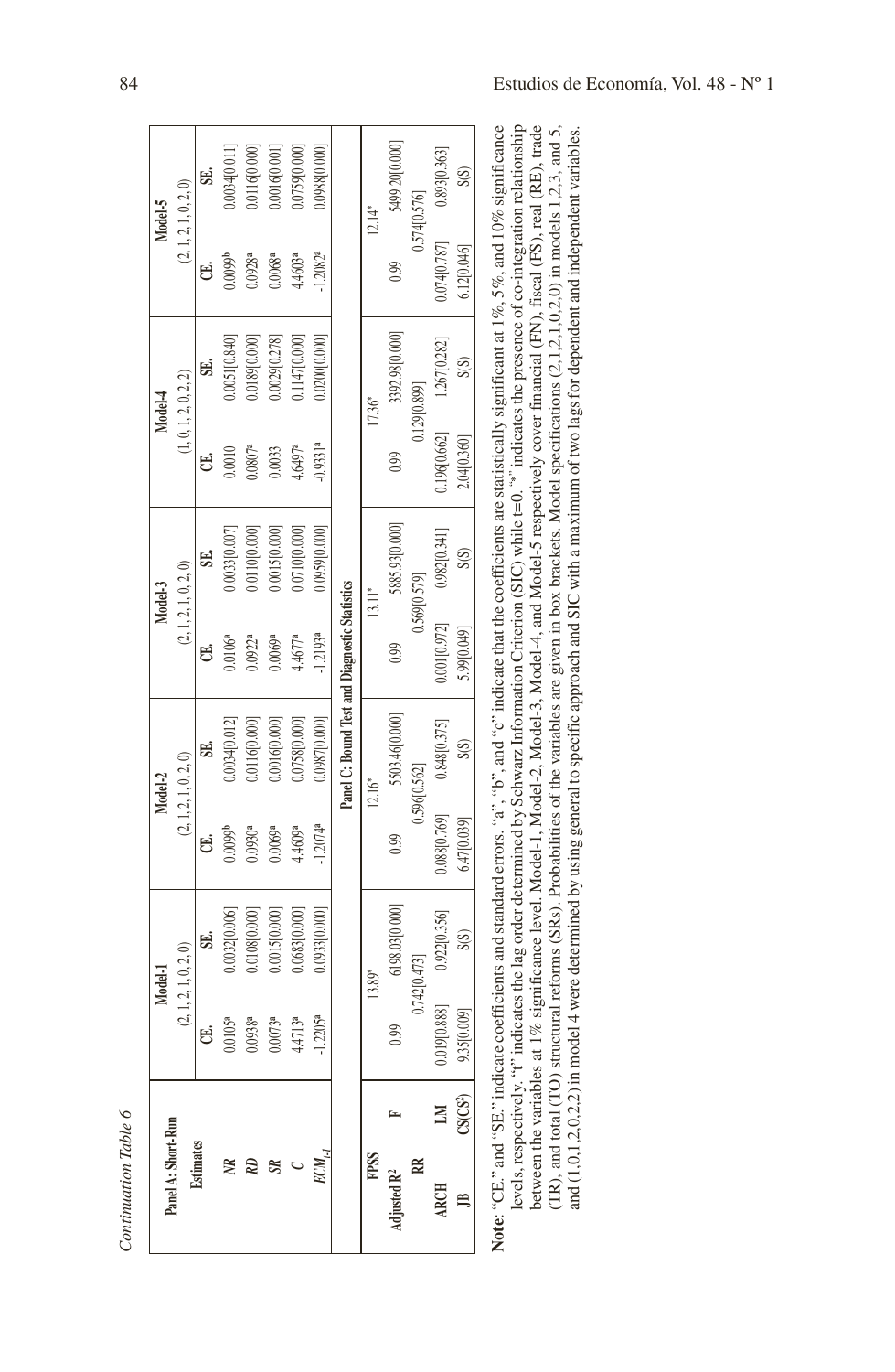*Continuation Table 6*

| Panel A: Short-Run | | Model-1 | | Model-2 | | Model-3 | | Model-4 | | Model-5 | |
|---|---|---|---|---|---|---|---|---|---|---|---|
| | | (2, 1, 2, 1, 0, 2, 0) | | (2, 1, 2, 1, 0, 2, 0) | | (2, 1, 2, 1, 0, 2, 0) | | (1, 0, 1, 2, 0, 2, 2) | | (2, 1, 2, 1, 0, 2, 0) | |
| Estimates | | CE. | SE. | CE. | SE. | CE. | SE. | CE. | SE. | CE. | SE. |
| *NR* | | 0.0105[a] | 0.0032[0.006] | 0.0099[b] | 0.0034[0.012] | 0.0106[a] | 0.0033[0.007] | 0.0010 | 0.0051[0.840] | 0.0099[b] | 0.0034[0.011] |
| *RD* | | 0.0938[a] | 0.0108[0.000] | 0.0930[a] | 0.0116[0.000] | 0.0922[a] | 0.0110[0.000] | 0.0807[a] | 0.0189[0.000] | 0.0928[a] | 0.0116[0.000] |
| *SR* | | 0.0073[a] | 0.0015[0.000] | 0.0069[a] | 0.0016[0.000] | 0.0069[a] | 0.0015[0.000] | 0.0033 | 0.0029[0.278] | 0.0068[a] | 0.0016[0.001] |
| *C* | | 4.4713[a] | 0.0683[0.000] | 4.4609[a] | 0.0758[0.000] | 4.4677[a] | 0.0710[0.000] | 4.6497[a] | 0.1147[0.000] | 4.4603[a] | 0.0759[0.000] |
| $ECM_{t-1}$ | | -1.2205[a] | 0.0933[0.000] | -1.2074[a] | 0.0987[0.000] | -1.2193[a] | 0.0959[0.000] | -0.9331[a] | 0.0200[0.000] | -1.2082[a] | 0.0988[0.000] |
| **Panel C: Bound Test and Diagnostic Statistics** | | | | | | | | | | | |
| FPSS | | 13.89* | | 12.16* | | 13.11* | | 17.36* | | 12.14* | |
| Adjusted $R^2$ | F | 0.99 | 6198.03[0.000] | 0.99 | 5503.46[0.000] | 0.99 | 5885.93[0.000] | 0.99 | 3392.98[0.000] | 0.99 | 5499.20[0.000] |
| RR | | 0.742[0.473] | | 0.596[0.562] | | 0.569[0.579] | | 0.129[0.899] | | 0.574[0.576] | |
| ARCH | LM | 0.019[0.888] | 0.922[0.356] | 0.088[0.769] | 0.848[0.375] | 0.001[0.972] | 0.982[0.341] | 0.196[0.662] | 1.267[0.282] | 0.074[0.787] | 0.893[0.363] |
| JB | $CS(CS^2)$ | 9.35[0.009] | S(S) | 6.47[0.039] | S(S) | 5.99[0.049] | S(S) | 2.04[0.360] | S(S) | 6.12[0.046] | S(S) |

**Note**: "CE." and "SE." indicate coefficients and standard errors. "a", "b", and "c" indicate that the coefficients are statistically significant at 1%, 5%, and 10% significance levels, respectively. "t" indicates the lag order determined by Schwarz Information Criterion (SIC) while t=0. "*" indicates the presence of co-integration relationship between the variables at 1% significance level. Model-1, Model-2, Model-3, Model-4, and Model-5 respectively cover financial (FN), fiscal (FS), real (RE), trade (TR), and total (TO) structural reforms (SRs). Probabilities of the variables are given in box brackets. Model specifications (2,1,2,1,0,2,0) in models 1,2,3, and 5, and (1,0,1,2,0,2,2) in model 4 were determined by using general to specific approach and SIC with a maximum of two lags for dependent and independent variables.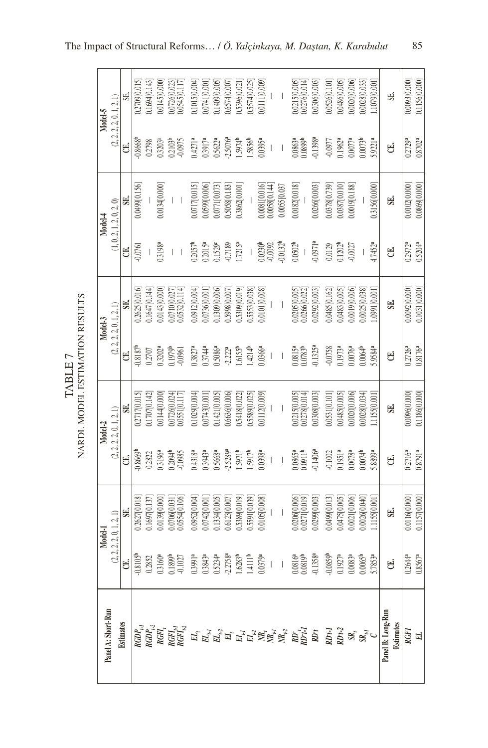# TABLE 7
## NARDL MODEL ESTIMATION RESULTS

| Panel A: Short-Run | Model-1 | | Model-2 | | Model-3 | | Model-4 | | Model-5 | |
|---|---|---|---|---|---|---|---|---|---|---|
| | (2, 2, 2, 2, 0, 1, 2, 1) | | (2, 2, 2, 2, 0, 1, 2, 1) | | (2, 2, 2, 2, 0, 1, 2, 1) | | (1, 0, 2, 1, 2, 0, 2, 0) | | (2, 2, 2, 2, 0, 1, 2, 1) | |
| **Estimates** | **CE.** | **SE.** | **CE.** | **SE.** | **CE.** | **SE.** | **CE.** | **SE.** | **CE.** | **SE.** |
| $RGDP_{t-1}$ | -0.8105$^{b}$ | 0.2627[0.018] | -0.8669$^{b}$ | 0.2717[0.015] | -0.8187$^{b}$ | 0.2625[0.016] | -0.0761 | 0.0499[0.156] | -0.8668$^{b}$ | 0.2709[0.015] |
| $RGDP_{t-2}$ | 0.2852 | 0.1697[0.137] | 0.2822 | 0.1707[0.142] | 0.2707 | 0.1647[0.144] | — | — | 0.2798 | 0.1694[0.143] |
| $RGFI_{t}$ | 0.3160$^{a}$ | 0.0139[0.000] | 0.3196$^{a}$ | 0.0144[0.000] | 0.3202$^{a}$ | 0.0143[0.000] | 0.3198$^{a}$ | 0.0134[0.000] | 0.3203$^{a}$ | 0.0145[0.000] |
| $RGFI_{t-1}$ | 0.1899$^{b}$ | 0.0706[0.031] | 0.2094$^{b}$ | 0.0726[0.024] | 0.1979$^{b}$ | 0.0710[0.027] | — | — | 0.2103$^{b}$ | 0.0726[0.023] |
| $RGFI_{t-2}$ | -0.1027 | 0.0554[0.106] | -0.0985 | 0.0551[0.117] | -0.0961 | 0.0532[0.114] | — | — | -0.0975 | 0.0545[0.117] |
| $EL_{t}$ | 0.3991$^{a}$ | 0.0952[0.004] | 0.4318$^{a}$ | 0.1029[0.004] | 0.3827$^{a}$ | 0.0912[0.004] | 0.2057$^{b}$ | 0.0717[0.015] | 0.4271$^{a}$ | 0.1015[0.004] |
| $EL_{t-1}$ | 0.3843$^{a}$ | 0.0742[0.001] | 0.3943$^{a}$ | 0.0743[0.001] | 0.3744$^{a}$ | 0.0736[0.001] | 0.2015$^{a}$ | 0.0599[0.006] | 0.3917$^{a}$ | 0.0741[0.001] |
| $EL_{t-2}$ | 0.5234$^{a}$ | 0.1334[0.005] | 0.5668$^{a}$ | 0.1421[0.005] | 0.5086$^{a}$ | 0.1309[0.006] | 0.1529$^{c}$ | 0.0771[0.073] | 0.5622$^{a}$ | 0.1409[0.005] |
| $EI_{t}$ | -2.2758$^{a}$ | 0.6123[0.007] | -2.5289$^{a}$ | 0.6636[0.006] | -2.222$^{a}$ | 0.5998[0.007] | -0.7189 | 0.5058[0.183] | -2.5076$^{a}$ | 0.6574[0.007] |
| $EI_{t-1}$ | 1.6283$^{b}$ | 0.5389[0.019] | 1.5971$^{b}$ | 0.5418[0.022] | 1.6155$^{b}$ | 0.5309[0.019] | 1.7215$^{a}$ | 0.3862[0.001] | 1.5974$^{b}$ | 0.5396[0.021] |
| $EI_{t-2}$ | 1.4111$^{b}$ | 0.5591[0.039] | 1.5917$^{b}$ | 0.5589[0.025] | 1.4214$^{b}$ | 0.5553[0.038] | — | — | 1.5856$^{b}$ | 0.5574[0.025] |
| $NR_{t}$ | 0.0379$^{a}$ | 0.0105[0.008] | 0.0398$^{a}$ | 0.0112[0.009] | 0.0366$^{a}$ | 0.0101[0.008] | 0.023$^{b}$ | 0.0081[0.016] | 0.0395$^{a}$ | 0.0111[0.009] |
| $NR_{t-1}$ | — | — | — | — | — | — | -0.0092 | 0.0058[0.144] | — | — |
| $NR_{t-2}$ | — | — | — | — | — | — | -0.0132$^{b}$ | 0.0055[0.037 | — | — |
| $RD^{+}_{t}$ | 0.0816$^{a}$ | 0.0206[0.006] | 0.0865$^{a}$ | 0.0215[0.005] | 0.0815$^{a}$ | 0.0205[0.005] | 0.0502$^{b}$ | 0.0182[0.018] | 0.0863$^{a}$ | 0.0215[0.005] |
| $RD^{+}_{t-1}$ | 0.0819$^{b}$ | 0.0271[0.019] | 0.0911$^{b}$ | 0.0278[0.014] | 0.0783$^{b}$ | 0.0266[0.022] | — | — | 0.0899$^{b}$ | 0.0276[0.014] |
| $RD^{-}_{t}$ | -0.1358$^{a}$ | 0.0299[0.003] | -0.1406$^{a}$ | 0.0308[0.003] | -0.1325$^{a}$ | 0.0292[0.003] | -0.0971$^{a}$ | 0.0266[0.003] | -0.1398$^{a}$ | 0.0306[0.003] |
| $RD^{-}_{t-1}$ | -0.0859$^{b}$ | 0.0499[0.013] | -0.1002 | 0.0531[0.101] | -0.0758 | 0.0485[0.162] | 0.0129 | 0.0378[0.739] | -0.0977 | 0.0526[0.101] |
| $RD^{-}_{t-2}$ | 0.1927$^{a}$ | 0.0475[0.005] | 0.1951$^{a}$ | 0.0485[0.005] | 0.1973$^{a}$ | 0.0483[0.005] | 0.1202$^{b}$ | 0.0387[0.010] | 0.1962$^{a}$ | 0.0486[0.005] |
| $SR_{t}$ | 0.0083$^{a}$ | 0.0021[0.006] | 0.0078$^{a}$ | 0.0020[0.006] | 0.0076$^{a}$ | 0.0019[0.006] | -0.0027 | 0.0019[0.188] | 0.0077$^{a}$ | 0.0020[0.006] |
| $SR_{t-1}$ | 0.0065$^{b}$ | 0.0026[0.040] | 0.0074$^{b}$ | 0.0028[0.034] | 0.0064$^{b}$ | 0.0025[0.038] | — | — | 0.0073$^{b}$ | 0.0028[0.033] |
| $C$ | 5.7853$^{a}$ | 1.1155[0.001] | 5.8899$^{a}$ | 1.1155[0.001] | 5.9584$^{a}$ | 1.0991[0.001] | 4.7452$^{a}$ | 0.3156[0.000] | 5.9221$^{a}$ | 1.1079[0.001] |
| **Panel B: Long-Run Estimates** | **CE.** | **SE.** | **CE.** | **SE.** | **CE.** | **SE.** | **CE.** | **SE.** | **CE.** | **SE.** |
| $RGFI$ | 0.2644$^{a}$ | 0.0116[0.000] | 0.2716$^{a}$ | 0.0096[0.000] | 0.2726$^{a}$ | 0.0092[0.000] | 0.2972$^{a}$ | 0.0102[0.000] | 0.2729$^{a}$ | 0.0093[0.000] |
| $EL$ | 0.8567$^{a}$ | 0.1157[0.000] | 0.8791$^{a}$ | 0.1186[0.000] | 0.8176$^{a}$ | 0.1031[0.000] | 0.5204$^{a}$ | 0.0869[0.000] | 0.8702$^{a}$ | 0.1156[0.000] |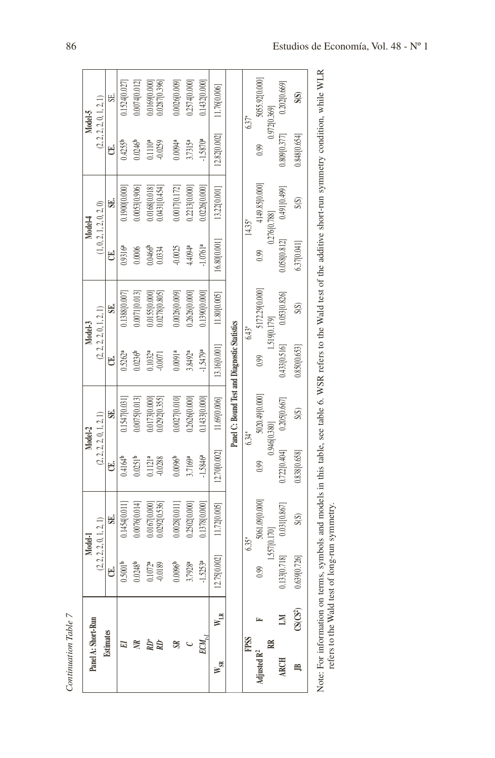*Continuation Table 7*

| Panel A: Short-Run | | Model-1 | | Model-2 | | Model-3 | | Model-4 | | Model-5 | |
|---|---|---|---|---|---|---|---|---|---|---|---|
| | | (2, 2, 2, 2, 0, 1, 2, 1) | | (2, 2, 2, 2, 0, 1, 2, 1) | | (2, 2, 2, 2, 0, 1, 2, 1) | | (1, 0, 2, 1, 2, 0, 2, 0) | | (2, 2, 2, 2, 0, 1, 2, 1) | |
| Estimates | | CE. | SE. | CE. | SE. | CE. | SE. | CE. | SE. | CE. | SE. |
| *EI* | | 0.5001[b] | 0.1454[0.011] | 0.4164[b] | 0.1547[0.031] | 0.5262[a] | 0.1388[0.007] | 0.9316[a] | 0.1900[0.000] | 0.4255[b] | 0.1524[0.027] |
| *NR* | | 0.0248[b] | 0.0076[0.014] | 0.0251[b] | 0.0075[0.013] | 0.0236[b] | 0.0071[0.013] | 0.0006 | 0.0053[0.906] | 0.0246[b] | 0.0074[0.012] |
| $RD^+$ | | 0.1072[a] | 0.0167[0.000] | 0.1121[a] | 0.0173[0.000] | 0.1032[a] | 0.0155[0.000] | 0.0466[b] | 0.0168[0.018] | 0.1110[a] | 0.0169[0.000] |
| $RD^-$ | | -0.0189 | 0.0292[0.536] | -0.0288 | 0.0292[0.355] | -0.0071 | 0.0278[0.805] | 0.0334 | 0.0431[0.454] | -0.0259 | 0.0287[0.396] |
| *SR* | | 0.0096[b] | 0.0028[0.011] | 0.0096[b] | 0.0027[0.010] | 0.0091[a] | 0.0026[0.009] | -0.0025 | 0.0017[0.172] | 0.0094[a] | 0.0026[0.009] |
| *C* | | 3.7928[a] | 0.2502[0.000] | 3.7169[a] | 0.2626[0.000] | 3.8492[a] | 0.2626[0.000] | 4.4094[a] | 0.2213[0.000] | 3.7315[a] | 0.2574[0.000] |
| $ECM_{t-1}$ | | -1.5253[a] | 0.1378[0.000] | -1.5846[a] | 0.1433[0.000] | -1.5479[a] | 0.1390[0.000] | -1.0761[a] | 0.0226[0.000] | -1.5870[a] | 0.1432[0.000] |
| $W_{SR}$ | $W_{LR}$ | 12.75[0.002] | 11.72[0.005] | 12.70[0.002] | 11.69[0.006] | 13.16[0.001] | 11.80[0.005] | 16.80[0.001] | 13.22[0.001] | 12.82[0.002] | 11.76[0.006] |
| **Panel C: Bound Test and Diagnostic Statistics** | | | | | | | | | | | |
| FPSS | | 6.35* | | 6.34* | | 6.43* | | 14.35* | | 6.37* | |
| Adjusted $R^2$ | F | 0.99 | 5061.09[0.000] | 0.99 | 5020.49[0.000] | 0.99 | 5172.29[0.000] | 0.99 | 4149.85[0.000] | 0.99 | 5055.92[0.000] |
| RR | | 1.557[0.170] | | 0.946[0.380] | | 1.519[0.179] | | 0.276[0.788] | | 0.972[0.369] | |
| ARCH | LM | 0.133[0.718] | 0.031[0.867] | 0.722[0.404] | 0.205[0.667] | 0.433[0.516] | 0.053[0.826] | 0.058[0.812] | 0.491[0.499] | 0.809[0.377] | 0.202[0.669] |
| JB | $CS(CS^2)$ | 0.639[0.726] | S(S) | 0.838[0.658] | S(S) | 0.850[0.653] | S(S) | 6.37[0.041] | S(S) | 0.848[0.654] | S(S) |

Note: For information on terms, symbols and models in this table, see table 6. WSR refers to the Wald test of the additive short-run symmetry condition, while WLR refers to the Wald test of long-run symmetry.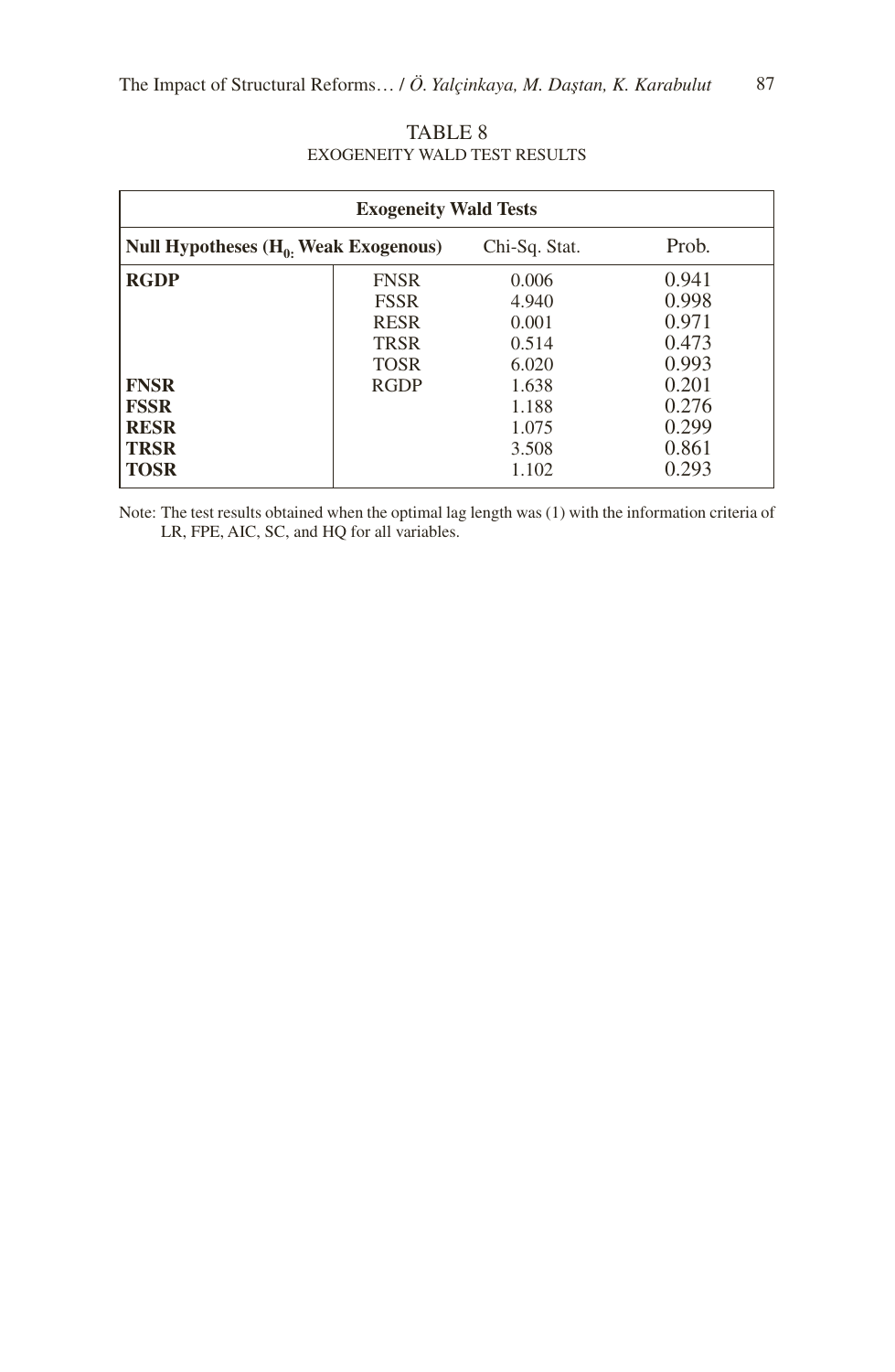TABLE 8
EXOGENEITY WALD TEST RESULTS

| Exogeneity Wald Tests | | | |
|---|---|---|---|
| **Null Hypotheses ($H_0$: Weak Exogenous)** | | Chi-Sq. Stat. | Prob. |
| **RGDP** | FNSR | 0.006 | 0.941 |
| | FSSR | 4.940 | 0.998 |
| | RESR | 0.001 | 0.971 |
| | TRSR | 0.514 | 0.473 |
| | TOSR | 6.020 | 0.993 |
| **FNSR** | RGDP | 1.638 | 0.201 |
| **FSSR** | | 1.188 | 0.276 |
| **RESR** | | 1.075 | 0.299 |
| **TRSR** | | 3.508 | 0.861 |
| **TOSR** | | 1.102 | 0.293 |

Note: The test results obtained when the optimal lag length was (1) with the information criteria of LR, FPE, AIC, SC, and HQ for all variables.